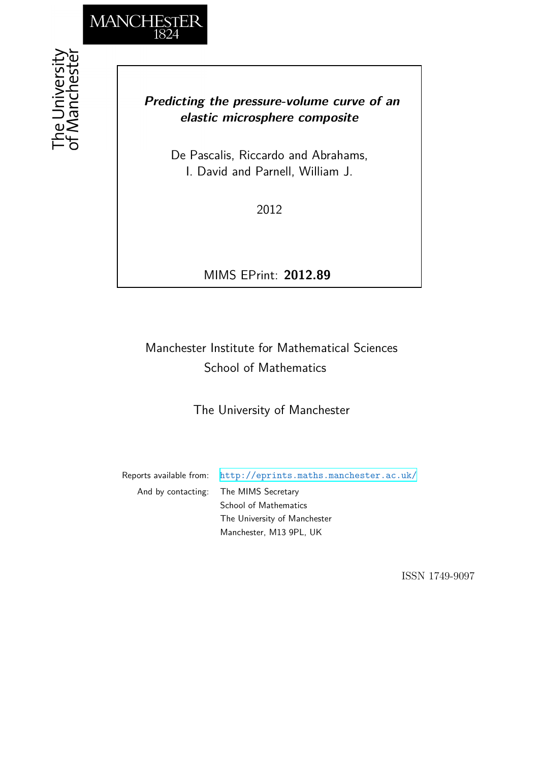MANCHESTER
1824

The University of Manchester

# *Predicting the pressure-volume curve of an elastic microsphere composite*

De Pascalis, Riccardo and Abrahams, I. David and Parnell, William J.

2012

MIMS EPrint: **2012.89**

Manchester Institute for Mathematical Sciences
School of Mathematics

The University of Manchester

Reports available from: http://eprints.maths.manchester.ac.uk/
And by contacting: The MIMS Secretary
School of Mathematics
The University of Manchester
Manchester, M13 9PL, UK

ISSN 1749-9097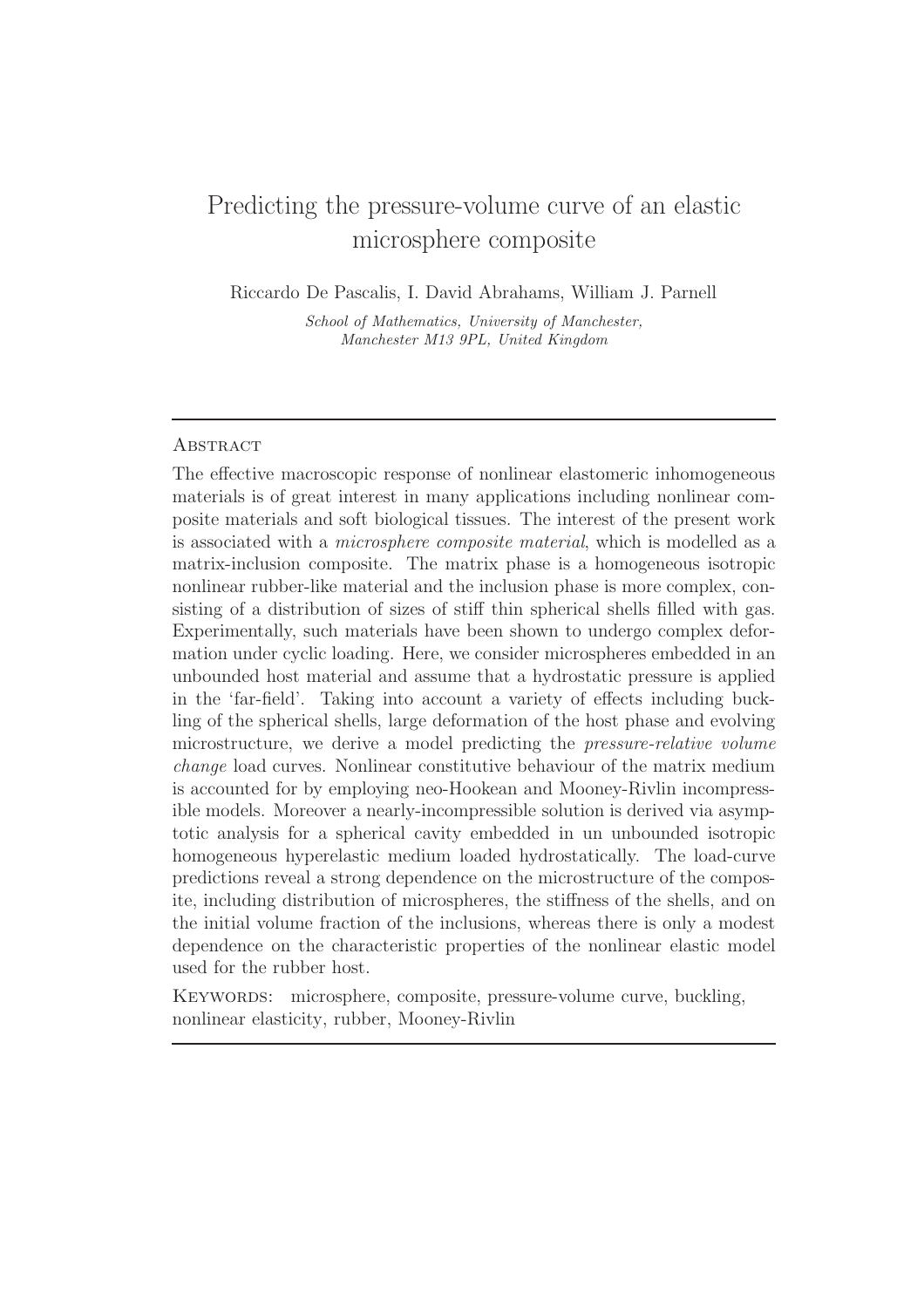# Predicting the pressure-volume curve of an elastic microsphere composite

Riccardo De Pascalis, I. David Abrahams, William J. Parnell

*School of Mathematics, University of Manchester, Manchester M13 9PL, United Kingdom*

---

**Abstract**

The effective macroscopic response of nonlinear elastomeric inhomogeneous materials is of great interest in many applications including nonlinear composite materials and soft biological tissues. The interest of the present work is associated with a *microsphere composite material*, which is modelled as a matrix-inclusion composite. The matrix phase is a homogeneous isotropic nonlinear rubber-like material and the inclusion phase is more complex, consisting of a distribution of sizes of stiff thin spherical shells filled with gas. Experimentally, such materials have been shown to undergo complex deformation under cyclic loading. Here, we consider microspheres embedded in an unbounded host material and assume that a hydrostatic pressure is applied in the 'far-field'. Taking into account a variety of effects including buckling of the spherical shells, large deformation of the host phase and evolving microstructure, we derive a model predicting the *pressure-relative volume change* load curves. Nonlinear constitutive behaviour of the matrix medium is accounted for by employing neo-Hookean and Mooney-Rivlin incompressible models. Moreover a nearly-incompressible solution is derived via asymptotic analysis for a spherical cavity embedded in un unbounded isotropic homogeneous hyperelastic medium loaded hydrostatically. The load-curve predictions reveal a strong dependence on the microstructure of the composite, including distribution of microspheres, the stiffness of the shells, and on the initial volume fraction of the inclusions, whereas there is only a modest dependence on the characteristic properties of the nonlinear elastic model used for the rubber host.

Keywords: microsphere, composite, pressure-volume curve, buckling, nonlinear elasticity, rubber, Mooney-Rivlin

---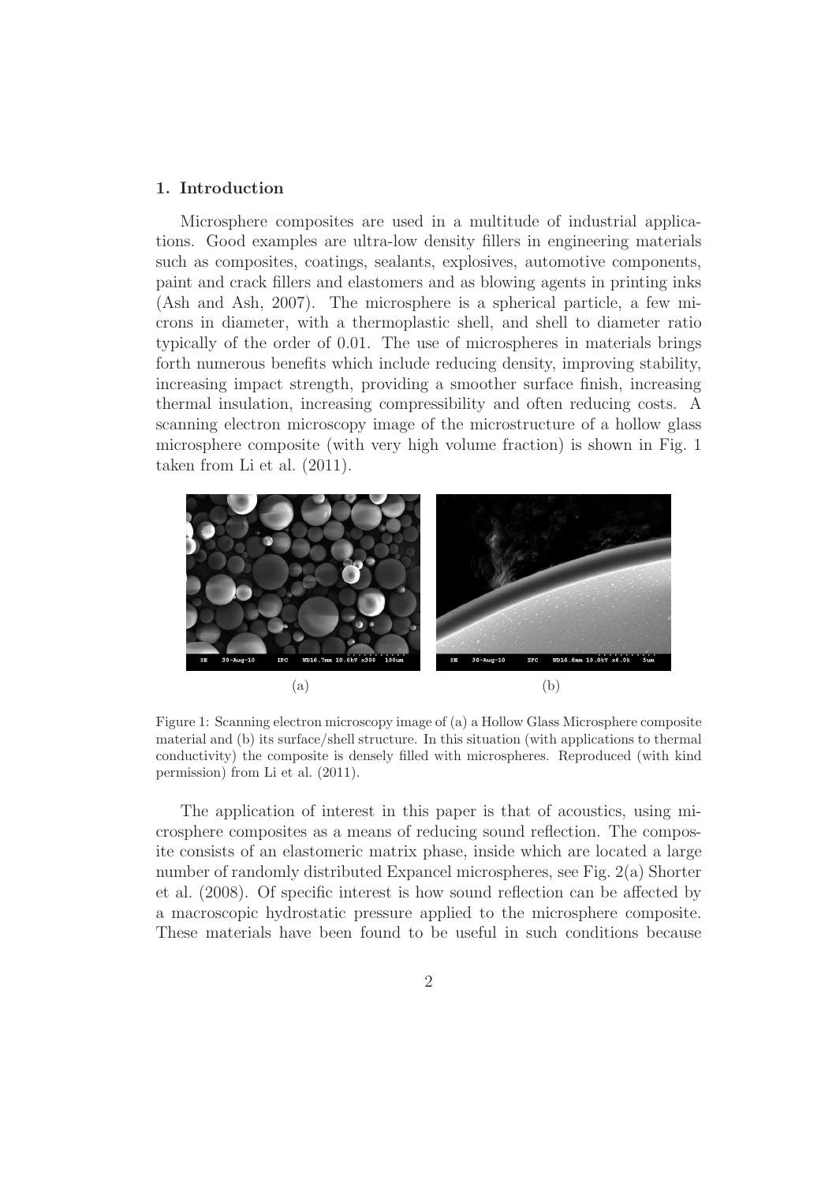## 1. Introduction

Microsphere composites are used in a multitude of industrial applications. Good examples are ultra-low density fillers in engineering materials such as composites, coatings, sealants, explosives, automotive components, paint and crack fillers and elastomers and as blowing agents in printing inks (Ash and Ash, 2007). The microsphere is a spherical particle, a few microns in diameter, with a thermoplastic shell, and shell to diameter ratio typically of the order of 0.01. The use of microspheres in materials brings forth numerous benefits which include reducing density, improving stability, increasing impact strength, providing a smoother surface finish, increasing thermal insulation, increasing compressibility and often reducing costs. A scanning electron microscopy image of the microstructure of a hollow glass microsphere composite (with very high volume fraction) is shown in Fig. 1 taken from Li et al. (2011).

(a)

(b)

Figure 1: Scanning electron microscopy image of (a) a Hollow Glass Microsphere composite material and (b) its surface/shell structure. In this situation (with applications to thermal conductivity) the composite is densely filled with microspheres. Reproduced (with kind permission) from Li et al. (2011).

The application of interest in this paper is that of acoustics, using microsphere composites as a means of reducing sound reflection. The composite consists of an elastomeric matrix phase, inside which are located a large number of randomly distributed Expancel microspheres, see Fig. 2(a) Shorter et al. (2008). Of specific interest is how sound reflection can be affected by a macroscopic hydrostatic pressure applied to the microsphere composite. These materials have been found to be useful in such conditions because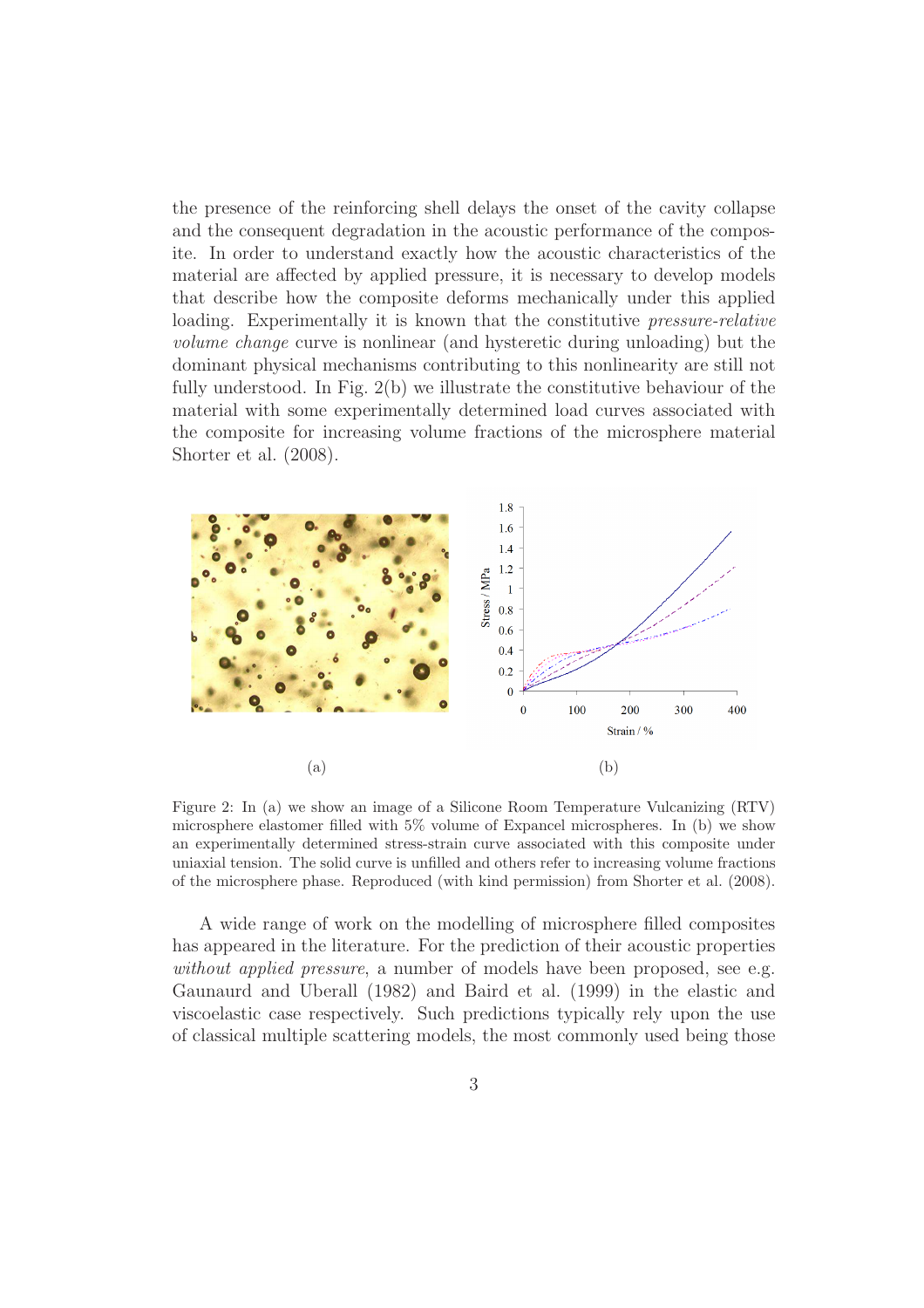the presence of the reinforcing shell delays the onset of the cavity collapse and the consequent degradation in the acoustic performance of the composite. In order to understand exactly how the acoustic characteristics of the material are affected by applied pressure, it is necessary to develop models that describe how the composite deforms mechanically under this applied loading. Experimentally it is known that the constitutive *pressure-relative volume change* curve is nonlinear (and hysteretic during unloading) but the dominant physical mechanisms contributing to this nonlinearity are still not fully understood. In Fig. 2(b) we illustrate the constitutive behaviour of the material with some experimentally determined load curves associated with the composite for increasing volume fractions of the microsphere material Shorter et al. (2008).

(a) (b)

Figure 2: In (a) we show an image of a Silicone Room Temperature Vulcanizing (RTV) microsphere elastomer filled with 5% volume of Expancel microspheres. In (b) we show an experimentally determined stress-strain curve associated with this composite under uniaxial tension. The solid curve is unfilled and others refer to increasing volume fractions of the microsphere phase. Reproduced (with kind permission) from Shorter et al. (2008).

A wide range of work on the modelling of microsphere filled composites has appeared in the literature. For the prediction of their acoustic properties *without applied pressure*, a number of models have been proposed, see e.g. Gaunaurd and Uberall (1982) and Baird et al. (1999) in the elastic and viscoelastic case respectively. Such predictions typically rely upon the use of classical multiple scattering models, the most commonly used being those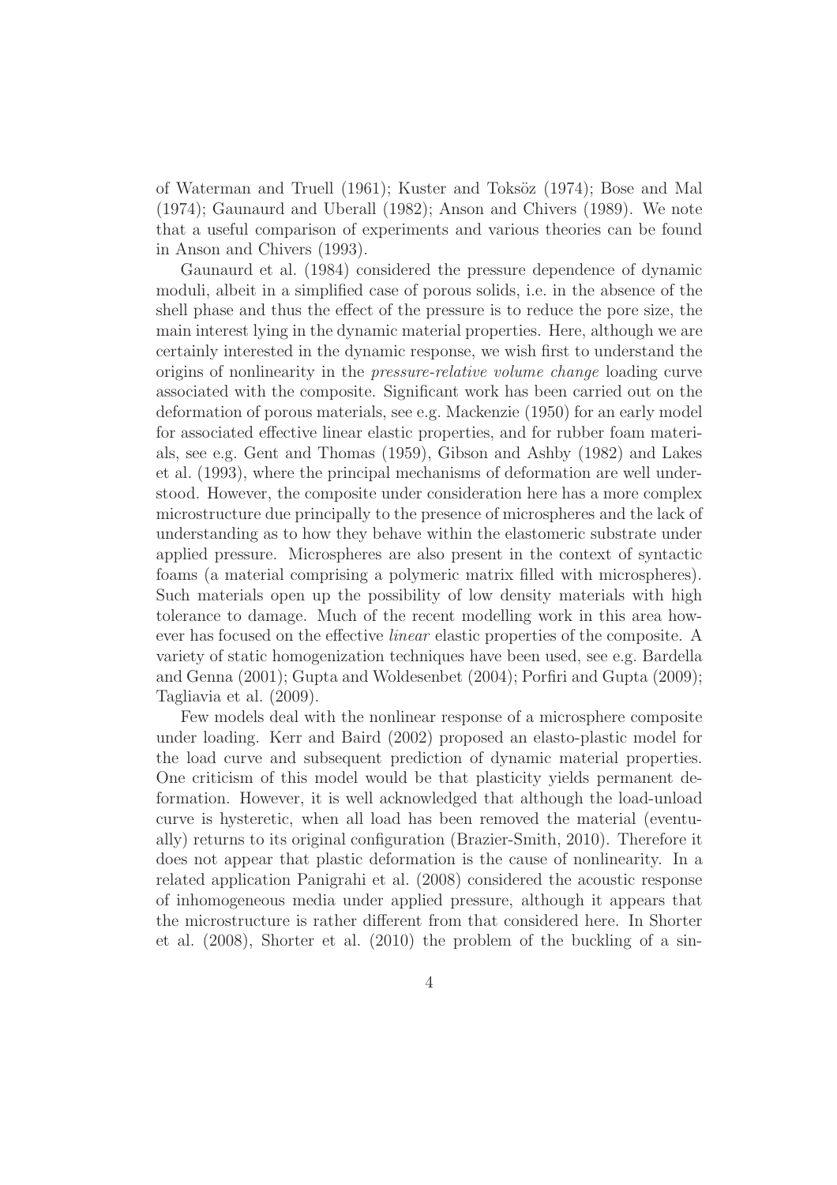of Waterman and Truell (1961); Kuster and Toksöz (1974); Bose and Mal (1974); Gaunaurd and Uberall (1982); Anson and Chivers (1989). We note that a useful comparison of experiments and various theories can be found in Anson and Chivers (1993).

Gaunaurd et al. (1984) considered the pressure dependence of dynamic moduli, albeit in a simplified case of porous solids, i.e. in the absence of the shell phase and thus the effect of the pressure is to reduce the pore size, the main interest lying in the dynamic material properties. Here, although we are certainly interested in the dynamic response, we wish first to understand the origins of nonlinearity in the *pressure-relative volume change* loading curve associated with the composite. Significant work has been carried out on the deformation of porous materials, see e.g. Mackenzie (1950) for an early model for associated effective linear elastic properties, and for rubber foam materials, see e.g. Gent and Thomas (1959), Gibson and Ashby (1982) and Lakes et al. (1993), where the principal mechanisms of deformation are well understood. However, the composite under consideration here has a more complex microstructure due principally to the presence of microspheres and the lack of understanding as to how they behave within the elastomeric substrate under applied pressure. Microspheres are also present in the context of syntactic foams (a material comprising a polymeric matrix filled with microspheres). Such materials open up the possibility of low density materials with high tolerance to damage. Much of the recent modelling work in this area however has focused on the effective *linear* elastic properties of the composite. A variety of static homogenization techniques have been used, see e.g. Bardella and Genna (2001); Gupta and Woldesenbet (2004); Porfiri and Gupta (2009); Tagliavia et al. (2009).

Few models deal with the nonlinear response of a microsphere composite under loading. Kerr and Baird (2002) proposed an elasto-plastic model for the load curve and subsequent prediction of dynamic material properties. One criticism of this model would be that plasticity yields permanent deformation. However, it is well acknowledged that although the load-unload curve is hysteretic, when all load has been removed the material (eventually) returns to its original configuration (Brazier-Smith, 2010). Therefore it does not appear that plastic deformation is the cause of nonlinearity. In a related application Panigrahi et al. (2008) considered the acoustic response of inhomogeneous media under applied pressure, although it appears that the microstructure is rather different from that considered here. In Shorter et al. (2008), Shorter et al. (2010) the problem of the buckling of a sin-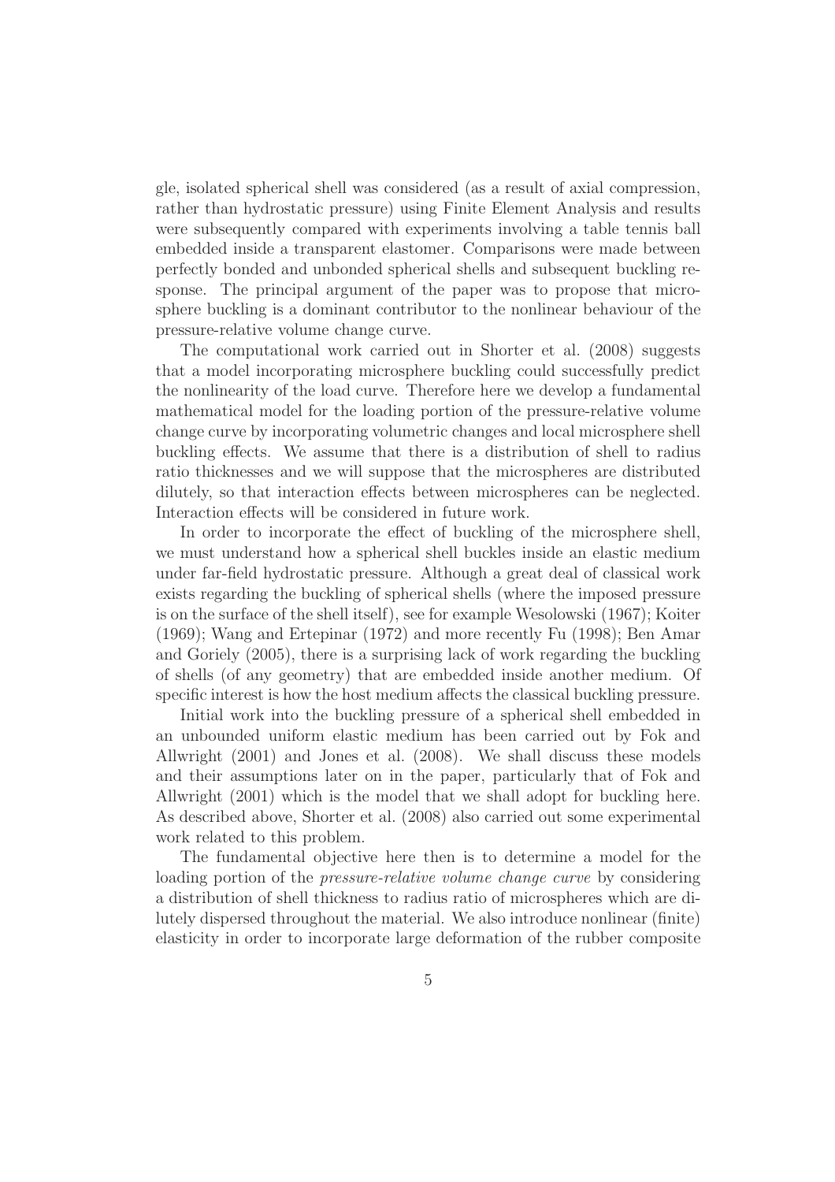gle, isolated spherical shell was considered (as a result of axial compression, rather than hydrostatic pressure) using Finite Element Analysis and results were subsequently compared with experiments involving a table tennis ball embedded inside a transparent elastomer. Comparisons were made between perfectly bonded and unbonded spherical shells and subsequent buckling response. The principal argument of the paper was to propose that microsphere buckling is a dominant contributor to the nonlinear behaviour of the pressure-relative volume change curve.

The computational work carried out in Shorter et al. (2008) suggests that a model incorporating microsphere buckling could successfully predict the nonlinearity of the load curve. Therefore here we develop a fundamental mathematical model for the loading portion of the pressure-relative volume change curve by incorporating volumetric changes and local microsphere shell buckling effects. We assume that there is a distribution of shell to radius ratio thicknesses and we will suppose that the microspheres are distributed dilutely, so that interaction effects between microspheres can be neglected. Interaction effects will be considered in future work.

In order to incorporate the effect of buckling of the microsphere shell, we must understand how a spherical shell buckles inside an elastic medium under far-field hydrostatic pressure. Although a great deal of classical work exists regarding the buckling of spherical shells (where the imposed pressure is on the surface of the shell itself), see for example Wesolowski (1967); Koiter (1969); Wang and Ertepinar (1972) and more recently Fu (1998); Ben Amar and Goriely (2005), there is a surprising lack of work regarding the buckling of shells (of any geometry) that are embedded inside another medium. Of specific interest is how the host medium affects the classical buckling pressure.

Initial work into the buckling pressure of a spherical shell embedded in an unbounded uniform elastic medium has been carried out by Fok and Allwright (2001) and Jones et al. (2008). We shall discuss these models and their assumptions later on in the paper, particularly that of Fok and Allwright (2001) which is the model that we shall adopt for buckling here. As described above, Shorter et al. (2008) also carried out some experimental work related to this problem.

The fundamental objective here then is to determine a model for the loading portion of the *pressure-relative volume change curve* by considering a distribution of shell thickness to radius ratio of microspheres which are dilutely dispersed throughout the material. We also introduce nonlinear (finite) elasticity in order to incorporate large deformation of the rubber composite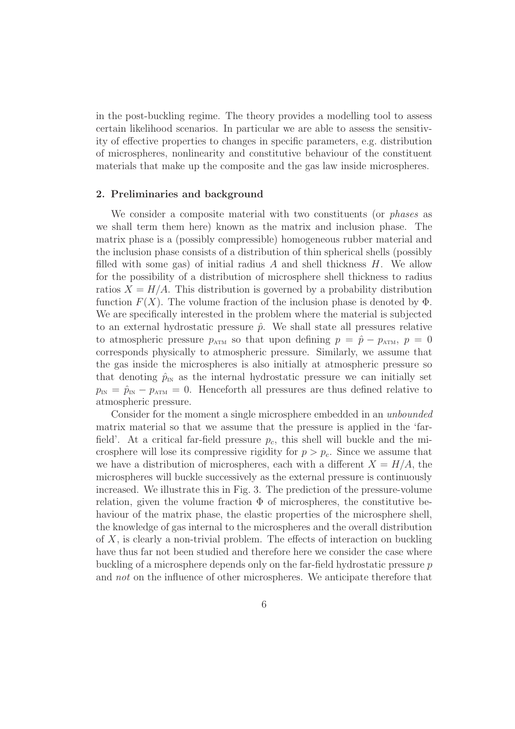in the post-buckling regime. The theory provides a modelling tool to assess certain likelihood scenarios. In particular we are able to assess the sensitivity of effective properties to changes in specific parameters, e.g. distribution of microspheres, nonlinearity and constitutive behaviour of the constituent materials that make up the composite and the gas law inside microspheres.

## 2. Preliminaries and background

We consider a composite material with two constituents (or *phases* as we shall term them here) known as the matrix and inclusion phase. The matrix phase is a (possibly compressible) homogeneous rubber material and the inclusion phase consists of a distribution of thin spherical shells (possibly filled with some gas) of initial radius $A$ and shell thickness $H$. We allow for the possibility of a distribution of microsphere shell thickness to radius ratios $X = H/A$. This distribution is governed by a probability distribution function $F(X)$. The volume fraction of the inclusion phase is denoted by $\Phi$. We are specifically interested in the problem where the material is subjected to an external hydrostatic pressure $\hat{p}$. We shall state all pressures relative to atmospheric pressure $p_{\text{ATM}}$ so that upon defining $p = \hat{p} - p_{\text{ATM}}$, $p = 0$ corresponds physically to atmospheric pressure. Similarly, we assume that the gas inside the microspheres is also initially at atmospheric pressure so that denoting $\hat{p}_{\text{IN}}$ as the internal hydrostatic pressure we can initially set $p_{\text{IN}} = \hat{p}_{\text{IN}} - p_{\text{ATM}} = 0$. Henceforth all pressures are thus defined relative to atmospheric pressure.

Consider for the moment a single microsphere embedded in an *unbounded* matrix material so that we assume that the pressure is applied in the 'far-field'. At a critical far-field pressure $p_c$, this shell will buckle and the microsphere will lose its compressive rigidity for $p > p_c$. Since we assume that we have a distribution of microspheres, each with a different $X = H/A$, the microspheres will buckle successively as the external pressure is continuously increased. We illustrate this in Fig. 3. The prediction of the pressure-volume relation, given the volume fraction $\Phi$ of microspheres, the constitutive behaviour of the matrix phase, the elastic properties of the microsphere shell, the knowledge of gas internal to the microspheres and the overall distribution of $X$, is clearly a non-trivial problem. The effects of interaction on buckling have thus far not been studied and therefore here we consider the case where buckling of a microsphere depends only on the far-field hydrostatic pressure $p$ and *not* on the influence of other microspheres. We anticipate therefore that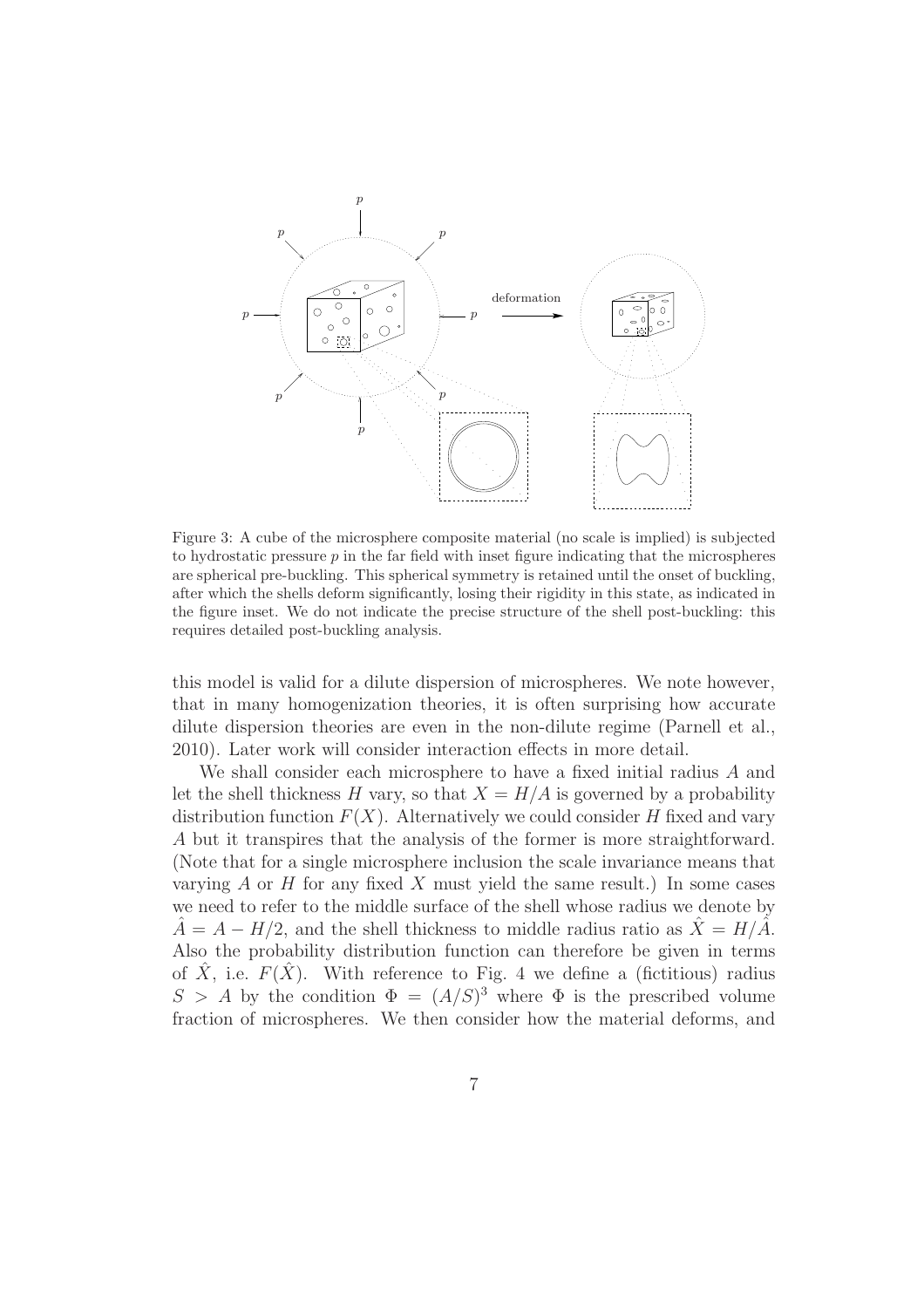Figure 3: A cube of the microsphere composite material (no scale is implied) is subjected to hydrostatic pressure $p$ in the far field with inset figure indicating that the microspheres are spherical pre-buckling. This spherical symmetry is retained until the onset of buckling, after which the shells deform significantly, losing their rigidity in this state, as indicated in the figure inset. We do not indicate the precise structure of the shell post-buckling: this requires detailed post-buckling analysis.

this model is valid for a dilute dispersion of microspheres. We note however, that in many homogenization theories, it is often surprising how accurate dilute dispersion theories are even in the non-dilute regime (Parnell et al., 2010). Later work will consider interaction effects in more detail.

We shall consider each microsphere to have a fixed initial radius $A$ and let the shell thickness $H$ vary, so that $X = H/A$ is governed by a probability distribution function $F(X)$. Alternatively we could consider $H$ fixed and vary $A$ but it transpires that the analysis of the former is more straightforward. (Note that for a single microsphere inclusion the scale invariance means that varying $A$ or $H$ for any fixed $X$ must yield the same result.) In some cases we need to refer to the middle surface of the shell whose radius we denote by $\hat{A} = A - H/2$, and the shell thickness to middle radius ratio as $\hat{X} = H/\hat{A}$. Also the probability distribution function can therefore be given in terms of $\hat{X}$, i.e. $F(\hat{X})$. With reference to Fig. 4 we define a (fictitious) radius $S > A$ by the condition $\Phi = (A/S)^3$ where $\Phi$ is the prescribed volume fraction of microspheres. We then consider how the material deforms, and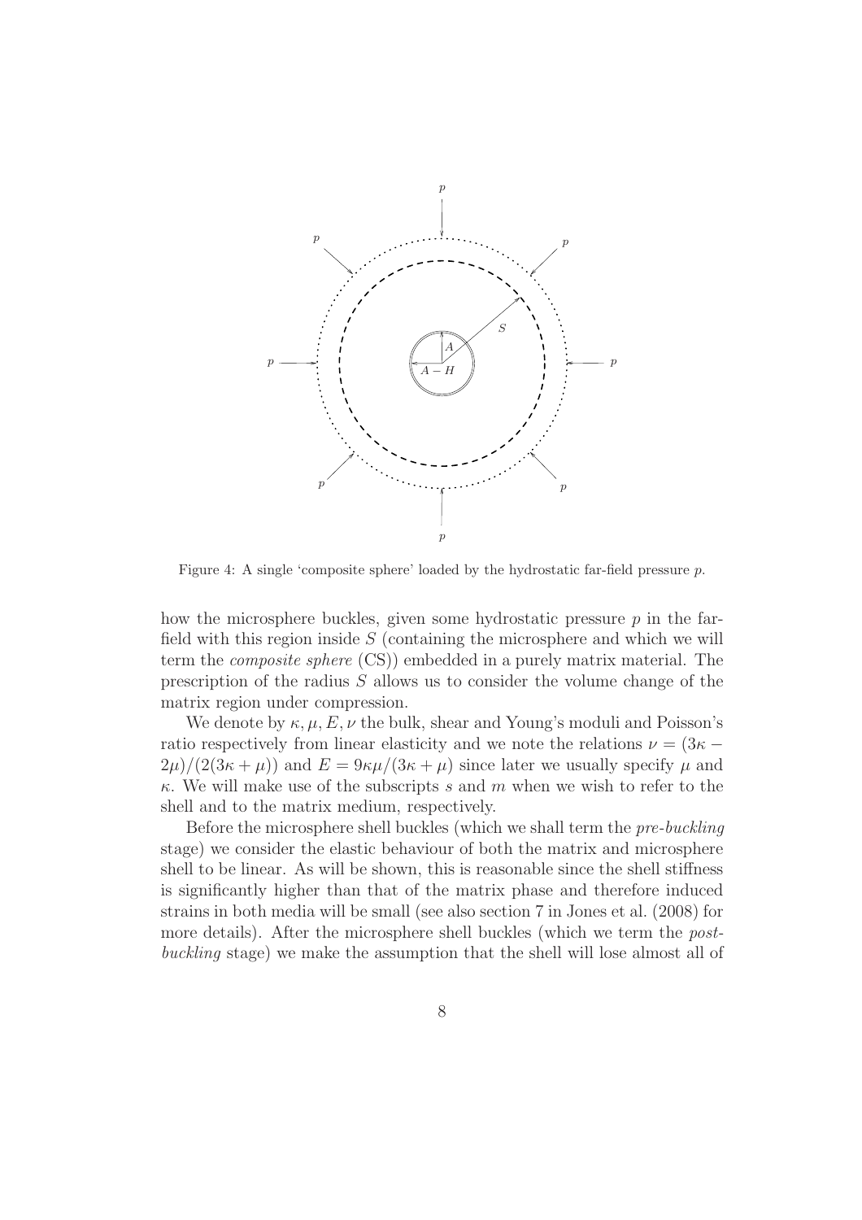Figure 4: A single 'composite sphere' loaded by the hydrostatic far-field pressure $p$.

how the microsphere buckles, given some hydrostatic pressure $p$ in the far-field with this region inside $S$ (containing the microsphere and which we will term the *composite sphere* (CS)) embedded in a purely matrix material. The prescription of the radius $S$ allows us to consider the volume change of the matrix region under compression.

We denote by $\kappa, \mu, E, \nu$ the bulk, shear and Young's moduli and Poisson's ratio respectively from linear elasticity and we note the relations $\nu = (3\kappa - 2\mu)/(2(3\kappa + \mu))$ and $E = 9\kappa\mu/(3\kappa + \mu)$ since later we usually specify $\mu$ and $\kappa$. We will make use of the subscripts $s$ and $m$ when we wish to refer to the shell and to the matrix medium, respectively.

Before the microsphere shell buckles (which we shall term the *pre-buckling* stage) we consider the elastic behaviour of both the matrix and microsphere shell to be linear. As will be shown, this is reasonable since the shell stiffness is significantly higher than that of the matrix phase and therefore induced strains in both media will be small (see also section 7 in Jones et al. (2008) for more details). After the microsphere shell buckles (which we term the *post-buckling* stage) we make the assumption that the shell will lose almost all of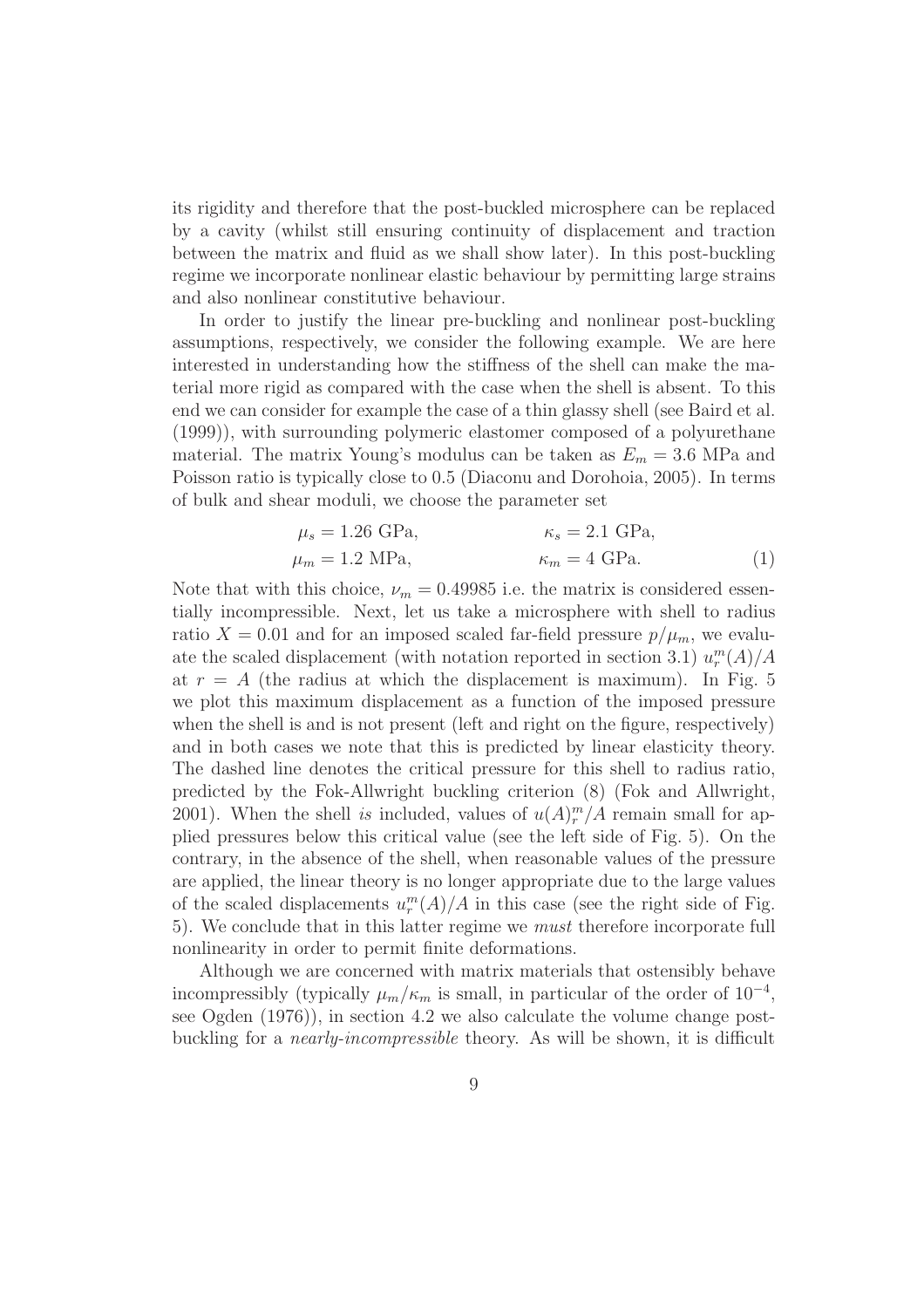its rigidity and therefore that the post-buckled microsphere can be replaced by a cavity (whilst still ensuring continuity of displacement and traction between the matrix and fluid as we shall show later). In this post-buckling regime we incorporate nonlinear elastic behaviour by permitting large strains and also nonlinear constitutive behaviour.

In order to justify the linear pre-buckling and nonlinear post-buckling assumptions, respectively, we consider the following example. We are here interested in understanding how the stiffness of the shell can make the material more rigid as compared with the case when the shell is absent. To this end we can consider for example the case of a thin glassy shell (see Baird et al. (1999)), with surrounding polymeric elastomer composed of a polyurethane material. The matrix Young's modulus can be taken as $E_m = 3.6$ MPa and Poisson ratio is typically close to 0.5 (Diaconu and Dorohoia, 2005). In terms of bulk and shear moduli, we choose the parameter set

$$
\begin{aligned}
\mu_s &= 1.26 \text{ GPa}, & \kappa_s &= 2.1 \text{ GPa}, \\
\mu_m &= 1.2 \text{ MPa}, & \kappa_m &= 4 \text{ GPa}.
\end{aligned} \tag{1}
$$

Note that with this choice, $\nu_m = 0.49985$ i.e. the matrix is considered essentially incompressible. Next, let us take a microsphere with shell to radius ratio $X = 0.01$ and for an imposed scaled far-field pressure $p/\mu_m$, we evaluate the scaled displacement (with notation reported in section 3.1) $u_r^m(A)/A$ at $r = A$ (the radius at which the displacement is maximum). In Fig. 5 we plot this maximum displacement as a function of the imposed pressure when the shell is and is not present (left and right on the figure, respectively) and in both cases we note that this is predicted by linear elasticity theory. The dashed line denotes the critical pressure for this shell to radius ratio, predicted by the Fok-Allwright buckling criterion (8) (Fok and Allwright, 2001). When the shell *is* included, values of $u(A)_r^m/A$ remain small for applied pressures below this critical value (see the left side of Fig. 5). On the contrary, in the absence of the shell, when reasonable values of the pressure are applied, the linear theory is no longer appropriate due to the large values of the scaled displacements $u_r^m(A)/A$ in this case (see the right side of Fig. 5). We conclude that in this latter regime we *must* therefore incorporate full nonlinearity in order to permit finite deformations.

Although we are concerned with matrix materials that ostensibly behave incompressibly (typically $\mu_m/\kappa_m$ is small, in particular of the order of $10^{-4}$, see Ogden (1976)), in section 4.2 we also calculate the volume change post-buckling for a *nearly-incompressible* theory. As will be shown, it is difficult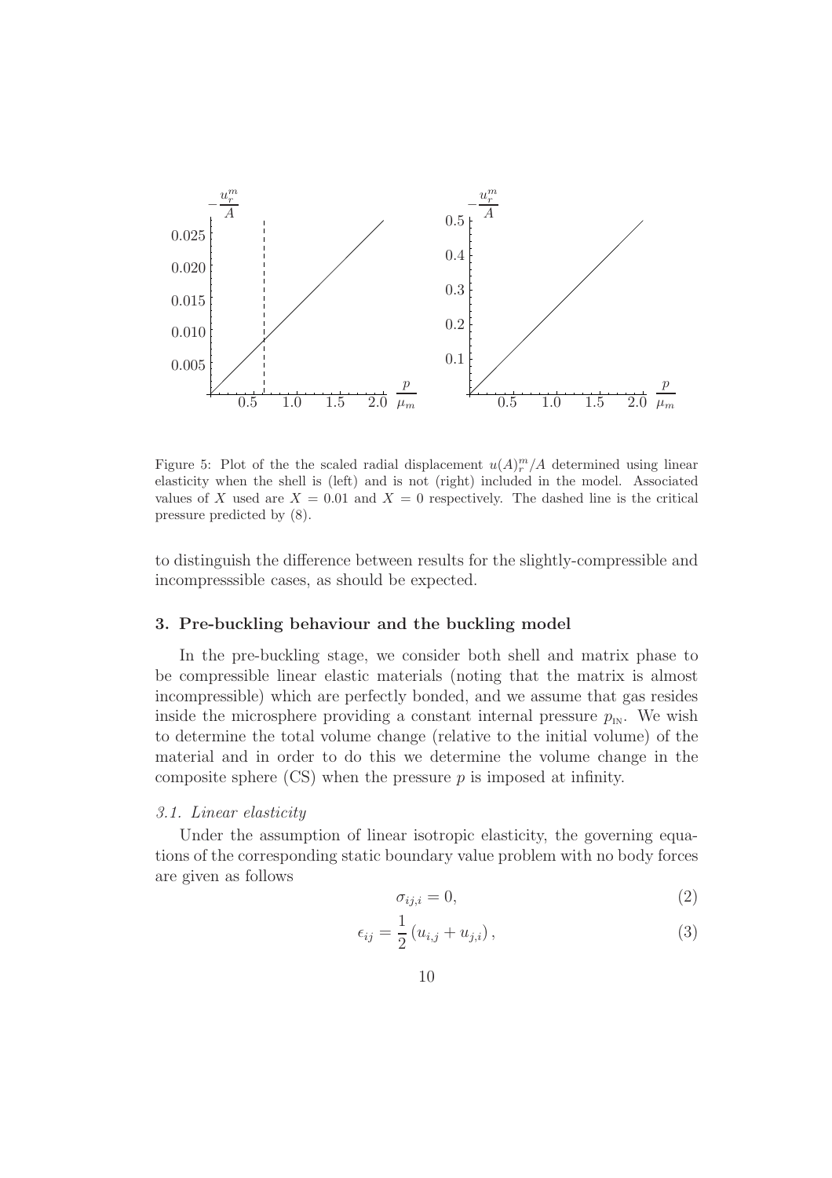Figure 5: Plot of the the scaled radial displacement $u(A)_r^m/A$ determined using linear elasticity when the shell is (left) and is not (right) included in the model. Associated values of $X$ used are $X = 0.01$ and $X = 0$ respectively. The dashed line is the critical pressure predicted by (8).

to distinguish the difference between results for the slightly-compressible and incompresssible cases, as should be expected.

## 3. Pre-buckling behaviour and the buckling model

In the pre-buckling stage, we consider both shell and matrix phase to be compressible linear elastic materials (noting that the matrix is almost incompressible) which are perfectly bonded, and we assume that gas resides inside the microsphere providing a constant internal pressure $p_{\text{IN}}$. We wish to determine the total volume change (relative to the initial volume) of the material and in order to do this we determine the volume change in the composite sphere (CS) when the pressure $p$ is imposed at infinity.

### *3.1. Linear elasticity*

Under the assumption of linear isotropic elasticity, the governing equations of the corresponding static boundary value problem with no body forces are given as follows

$$\sigma_{ij,i} = 0, \tag{2}$$

$$\epsilon_{ij} = \frac{1}{2}\left(u_{i,j} + u_{j,i}\right), \tag{3}$$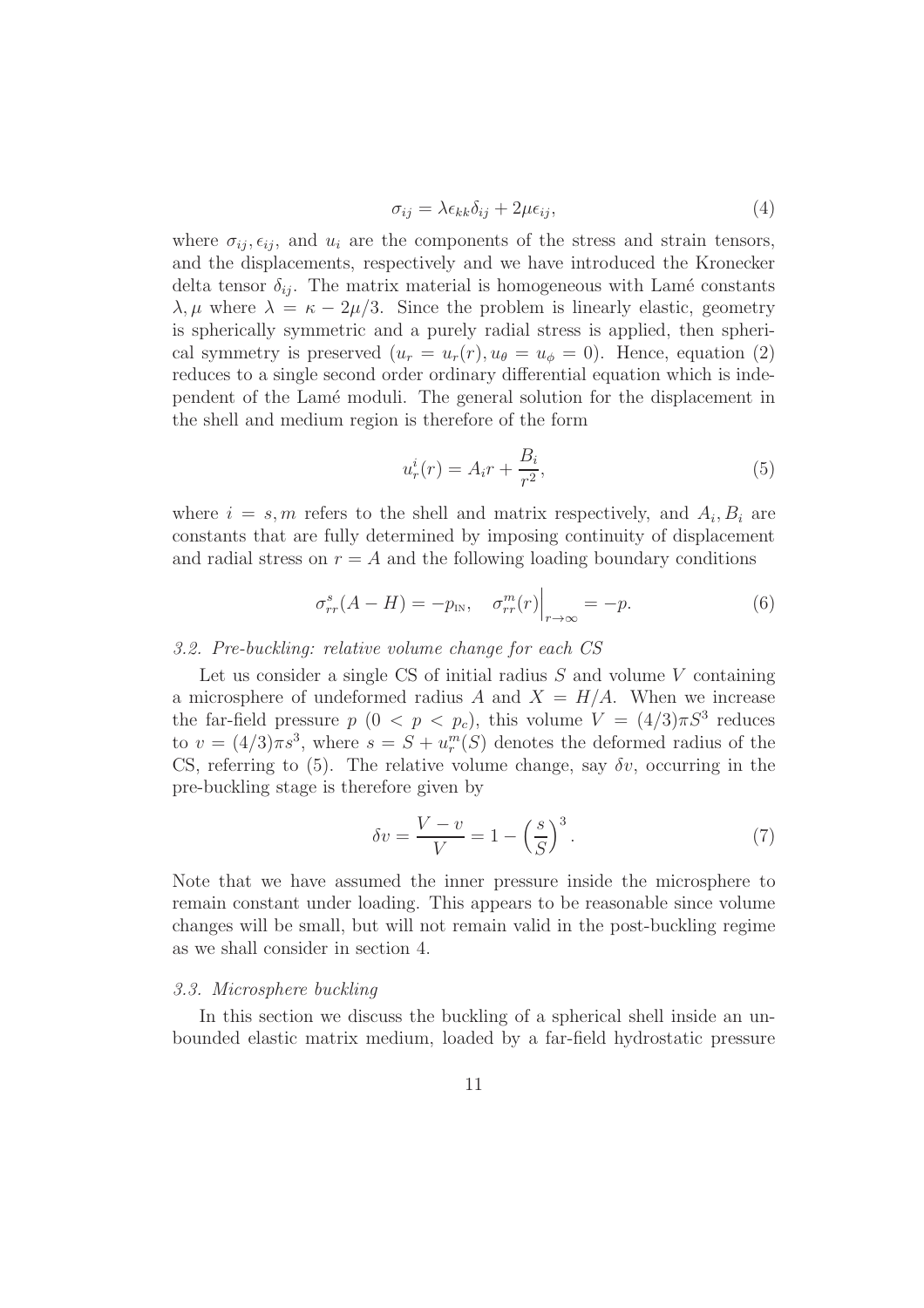$$\sigma_{ij} = \lambda \epsilon_{kk} \delta_{ij} + 2\mu \epsilon_{ij}, \tag{4}$$

where $\sigma_{ij}, \epsilon_{ij}$, and $u_i$ are the components of the stress and strain tensors, and the displacements, respectively and we have introduced the Kronecker delta tensor $\delta_{ij}$. The matrix material is homogeneous with Lamé constants $\lambda, \mu$ where $\lambda = \kappa - 2\mu/3$. Since the problem is linearly elastic, geometry is spherically symmetric and a purely radial stress is applied, then spherical symmetry is preserved ($u_r = u_r(r), u_\theta = u_\phi = 0$). Hence, equation (2) reduces to a single second order ordinary differential equation which is independent of the Lamé moduli. The general solution for the displacement in the shell and medium region is therefore of the form

$$u_r^i(r) = A_i r + \frac{B_i}{r^2}, \tag{5}$$

where $i = s, m$ refers to the shell and matrix respectively, and $A_i, B_i$ are constants that are fully determined by imposing continuity of displacement and radial stress on $r = A$ and the following loading boundary conditions

$$\sigma_{rr}^s(A - H) = -p_{\text{IN}}, \quad \sigma_{rr}^m(r)\Big|_{r\to\infty} = -p. \tag{6}$$

### *3.2. Pre-buckling: relative volume change for each CS*

Let us consider a single CS of initial radius $S$ and volume $V$ containing a microsphere of undeformed radius $A$ and $X = H/A$. When we increase the far-field pressure $p$ ($0 < p < p_c$), this volume $V = (4/3)\pi S^3$ reduces to $v = (4/3)\pi s^3$, where $s = S + u_r^m(S)$ denotes the deformed radius of the CS, referring to (5). The relative volume change, say $\delta v$, occurring in the pre-buckling stage is therefore given by

$$\delta v = \frac{V - v}{V} = 1 - \left(\frac{s}{S}\right)^3. \tag{7}$$

Note that we have assumed the inner pressure inside the microsphere to remain constant under loading. This appears to be reasonable since volume changes will be small, but will not remain valid in the post-buckling regime as we shall consider in section 4.

### *3.3. Microsphere buckling*

In this section we discuss the buckling of a spherical shell inside an unbounded elastic matrix medium, loaded by a far-field hydrostatic pressure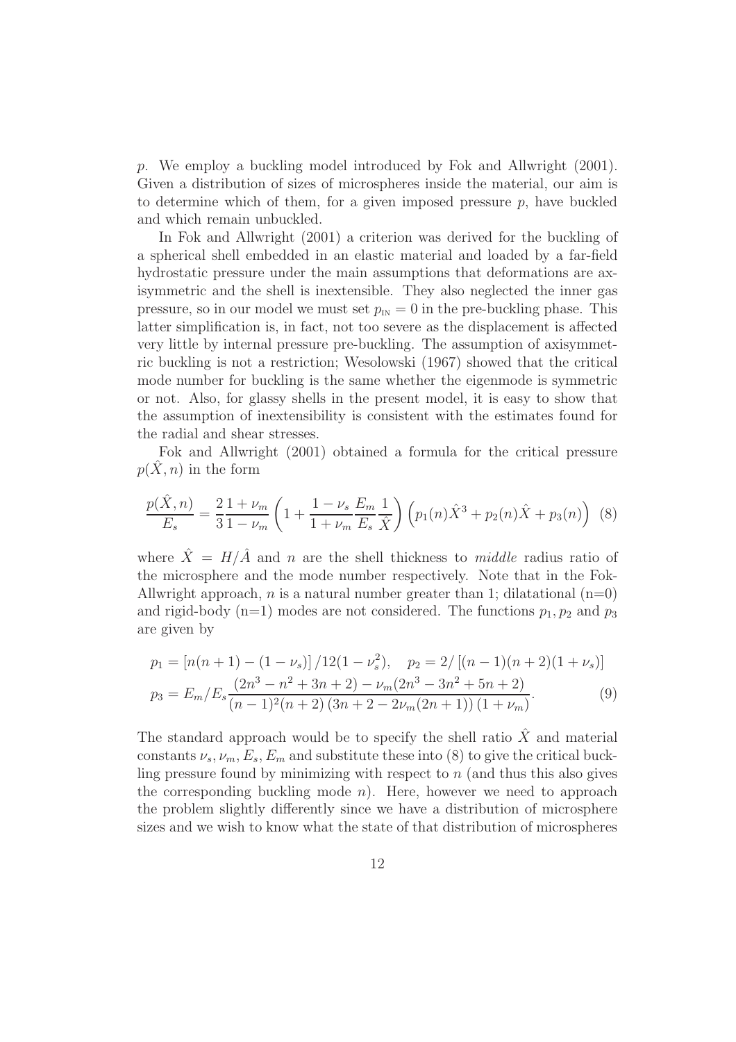$p$. We employ a buckling model introduced by Fok and Allwright (2001). Given a distribution of sizes of microspheres inside the material, our aim is to determine which of them, for a given imposed pressure $p$, have buckled and which remain unbuckled.

In Fok and Allwright (2001) a criterion was derived for the buckling of a spherical shell embedded in an elastic material and loaded by a far-field hydrostatic pressure under the main assumptions that deformations are axisymmetric and the shell is inextensible. They also neglected the inner gas pressure, so in our model we must set $p_{\text{IN}} = 0$ in the pre-buckling phase. This latter simplification is, in fact, not too severe as the displacement is affected very little by internal pressure pre-buckling. The assumption of axisymmetric buckling is not a restriction; Wesolowski (1967) showed that the critical mode number for buckling is the same whether the eigenmode is symmetric or not. Also, for glassy shells in the present model, it is easy to show that the assumption of inextensibility is consistent with the estimates found for the radial and shear stresses.

Fok and Allwright (2001) obtained a formula for the critical pressure $p(\hat{X}, n)$ in the form

$$\frac{p(\hat{X}, n)}{E_s} = \frac{2}{3}\frac{1+\nu_m}{1-\nu_m}\left(1 + \frac{1-\nu_s}{1+\nu_m}\frac{E_m}{E_s}\frac{1}{\hat{X}}\right)\left(p_1(n)\hat{X}^3 + p_2(n)\hat{X} + p_3(n)\right) \quad (8)$$

where $\hat{X} = H/\hat{A}$ and $n$ are the shell thickness to *middle* radius ratio of the microsphere and the mode number respectively. Note that in the Fok-Allwright approach, $n$ is a natural number greater than 1; dilatational (n=0) and rigid-body (n=1) modes are not considered. The functions $p_1, p_2$ and $p_3$ are given by

$$p_1 = \left[n(n+1) - (1-\nu_s)\right]/12(1-\nu_s^2), \quad p_2 = 2/\left[(n-1)(n+2)(1+\nu_s)\right]$$
$$p_3 = E_m/E_s \frac{(2n^3 - n^2 + 3n + 2) - \nu_m(2n^3 - 3n^2 + 5n + 2)}{(n-1)^2(n+2)\left(3n + 2 - 2\nu_m(2n+1)\right)(1+\nu_m)}. \quad (9)$$

The standard approach would be to specify the shell ratio $\hat{X}$ and material constants $\nu_s, \nu_m, E_s, E_m$ and substitute these into (8) to give the critical buckling pressure found by minimizing with respect to $n$ (and thus this also gives the corresponding buckling mode $n$). Here, however we need to approach the problem slightly differently since we have a distribution of microsphere sizes and we wish to know what the state of that distribution of microspheres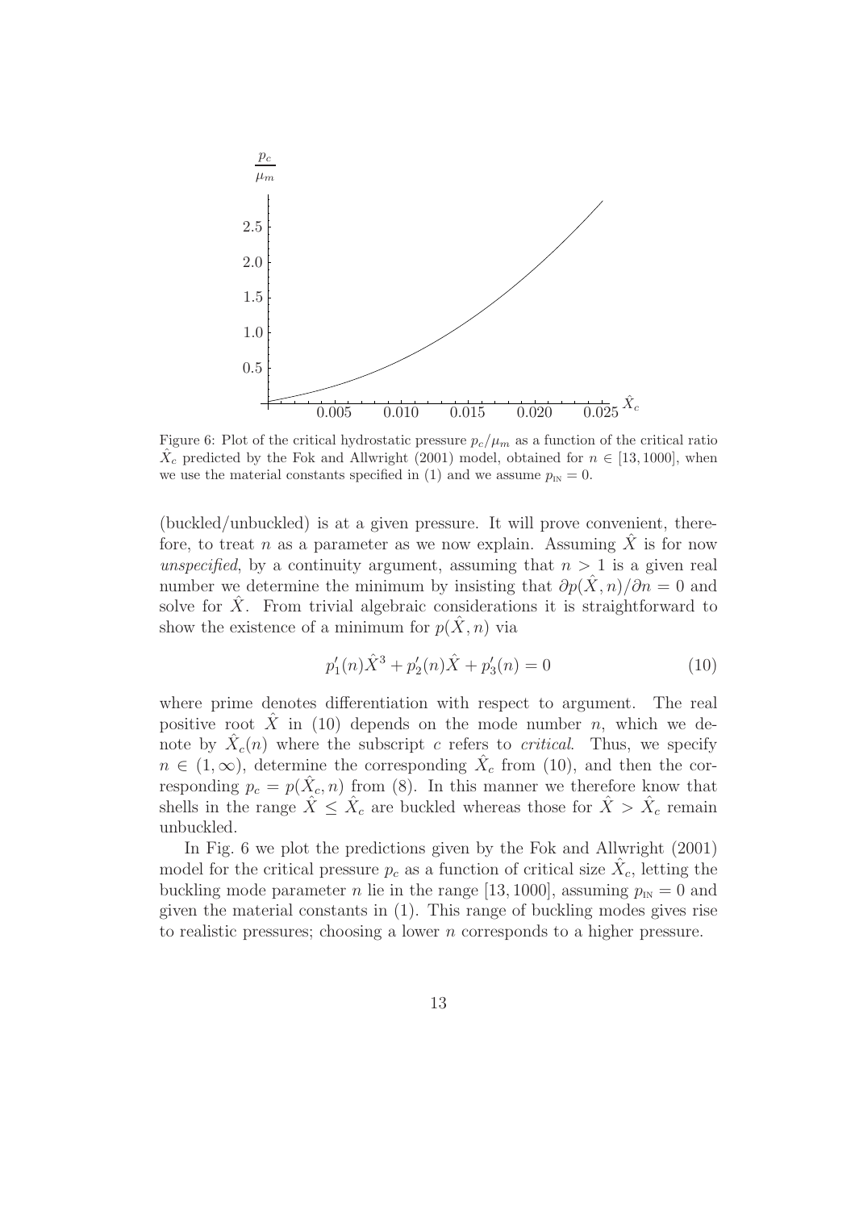Figure 6: Plot of the critical hydrostatic pressure $p_c/\mu_m$ as a function of the critical ratio $\hat{X}_c$ predicted by the Fok and Allwright (2001) model, obtained for $n \in [13, 1000]$, when we use the material constants specified in (1) and we assume $p_{\text{IN}} = 0$.

(buckled/unbuckled) is at a given pressure. It will prove convenient, therefore, to treat $n$ as a parameter as we now explain. Assuming $\hat{X}$ is for now *unspecified*, by a continuity argument, assuming that $n > 1$ is a given real number we determine the minimum by insisting that $\partial p(\hat{X}, n)/\partial n = 0$ and solve for $\hat{X}$. From trivial algebraic considerations it is straightforward to show the existence of a minimum for $p(\hat{X}, n)$ via

$$p_1'(n)\hat{X}^3 + p_2'(n)\hat{X} + p_3'(n) = 0 \tag{10}$$

where prime denotes differentiation with respect to argument. The real positive root $\hat{X}$ in (10) depends on the mode number $n$, which we denote by $\hat{X}_c(n)$ where the subscript $c$ refers to *critical*. Thus, we specify $n \in (1, \infty)$, determine the corresponding $\hat{X}_c$ from (10), and then the corresponding $p_c = p(\hat{X}_c, n)$ from (8). In this manner we therefore know that shells in the range $\hat{X} \leq \hat{X}_c$ are buckled whereas those for $\hat{X} > \hat{X}_c$ remain unbuckled.

In Fig. 6 we plot the predictions given by the Fok and Allwright (2001) model for the critical pressure $p_c$ as a function of critical size $\hat{X}_c$, letting the buckling mode parameter $n$ lie in the range $[13, 1000]$, assuming $p_{\text{IN}} = 0$ and given the material constants in (1). This range of buckling modes gives rise to realistic pressures; choosing a lower $n$ corresponds to a higher pressure.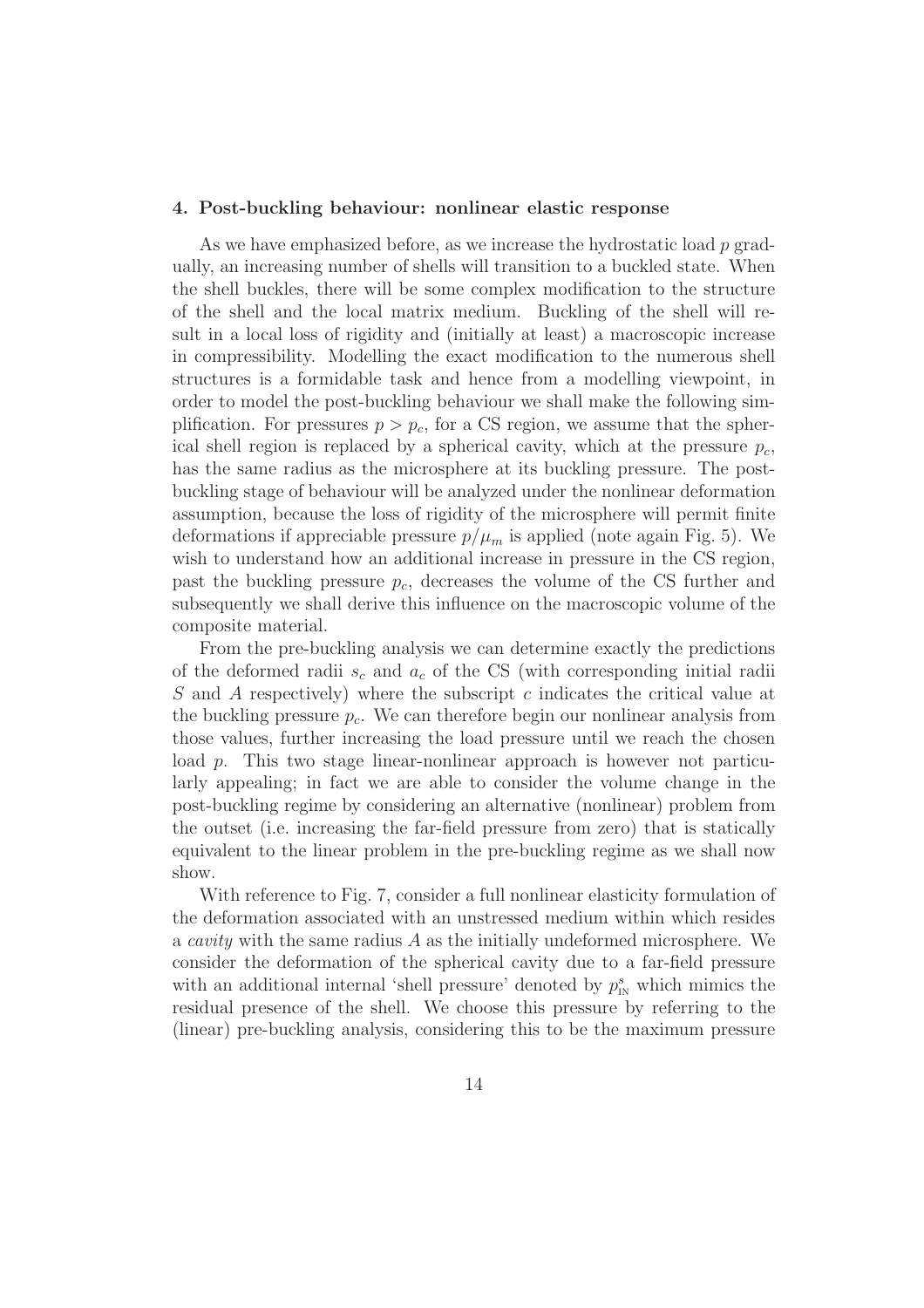#### 4. Post-buckling behaviour: nonlinear elastic response

As we have emphasized before, as we increase the hydrostatic load $p$ gradually, an increasing number of shells will transition to a buckled state. When the shell buckles, there will be some complex modification to the structure of the shell and the local matrix medium. Buckling of the shell will result in a local loss of rigidity and (initially at least) a macroscopic increase in compressibility. Modelling the exact modification to the numerous shell structures is a formidable task and hence from a modelling viewpoint, in order to model the post-buckling behaviour we shall make the following simplification. For pressures $p > p_c$, for a CS region, we assume that the spherical shell region is replaced by a spherical cavity, which at the pressure $p_c$, has the same radius as the microsphere at its buckling pressure. The post-buckling stage of behaviour will be analyzed under the nonlinear deformation assumption, because the loss of rigidity of the microsphere will permit finite deformations if appreciable pressure $p/\mu_m$ is applied (note again Fig. 5). We wish to understand how an additional increase in pressure in the CS region, past the buckling pressure $p_c$, decreases the volume of the CS further and subsequently we shall derive this influence on the macroscopic volume of the composite material.

From the pre-buckling analysis we can determine exactly the predictions of the deformed radii $s_c$ and $a_c$ of the CS (with corresponding initial radii $S$ and $A$ respectively) where the subscript $c$ indicates the critical value at the buckling pressure $p_c$. We can therefore begin our nonlinear analysis from those values, further increasing the load pressure until we reach the chosen load $p$. This two stage linear-nonlinear approach is however not particularly appealing; in fact we are able to consider the volume change in the post-buckling regime by considering an alternative (nonlinear) problem from the outset (i.e. increasing the far-field pressure from zero) that is statically equivalent to the linear problem in the pre-buckling regime as we shall now show.

With reference to Fig. 7, consider a full nonlinear elasticity formulation of the deformation associated with an unstressed medium within which resides a *cavity* with the same radius $A$ as the initially undeformed microsphere. We consider the deformation of the spherical cavity due to a far-field pressure with an additional internal 'shell pressure' denoted by $p^{s}_{\text{IN}}$ which mimics the residual presence of the shell. We choose this pressure by referring to the (linear) pre-buckling analysis, considering this to be the maximum pressure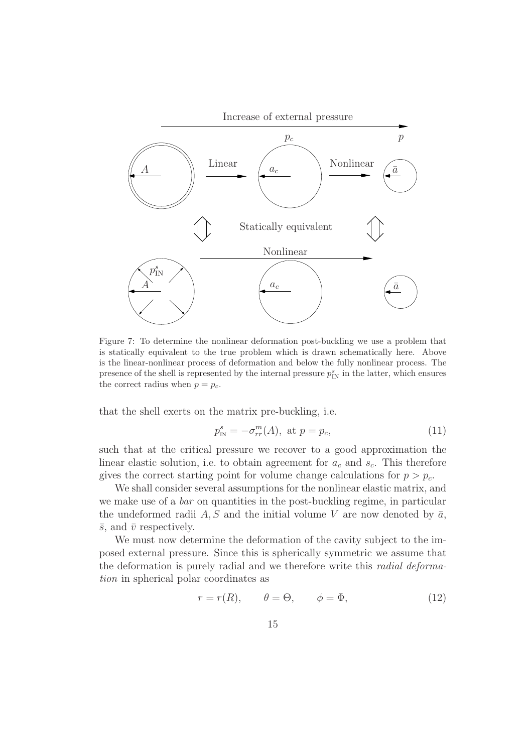Figure 7: To determine the nonlinear deformation post-buckling we use a problem that is statically equivalent to the true problem which is drawn schematically here. Above is the linear-nonlinear process of deformation and below the fully nonlinear process. The presence of the shell is represented by the internal pressure $p^s_{\text{IN}}$ in the latter, which ensures the correct radius when $p = p_c$.

that the shell exerts on the matrix pre-buckling, i.e.

$$p^s_{\text{IN}} = -\sigma^m_{rr}(A), \text{ at } p = p_c, \tag{11}$$

such that at the critical pressure we recover to a good approximation the linear elastic solution, i.e. to obtain agreement for $a_c$ and $s_c$. This therefore gives the correct starting point for volume change calculations for $p > p_c$.

We shall consider several assumptions for the nonlinear elastic matrix, and we make use of a *bar* on quantities in the post-buckling regime, in particular the undeformed radii $A, S$ and the initial volume $V$ are now denoted by $\bar{a}$, $\bar{s}$, and $\bar{v}$ respectively.

We must now determine the deformation of the cavity subject to the imposed external pressure. Since this is spherically symmetric we assume that the deformation is purely radial and we therefore write this *radial deformation* in spherical polar coordinates as

$$r = r(R), \qquad \theta = \Theta, \qquad \phi = \Phi, \tag{12}$$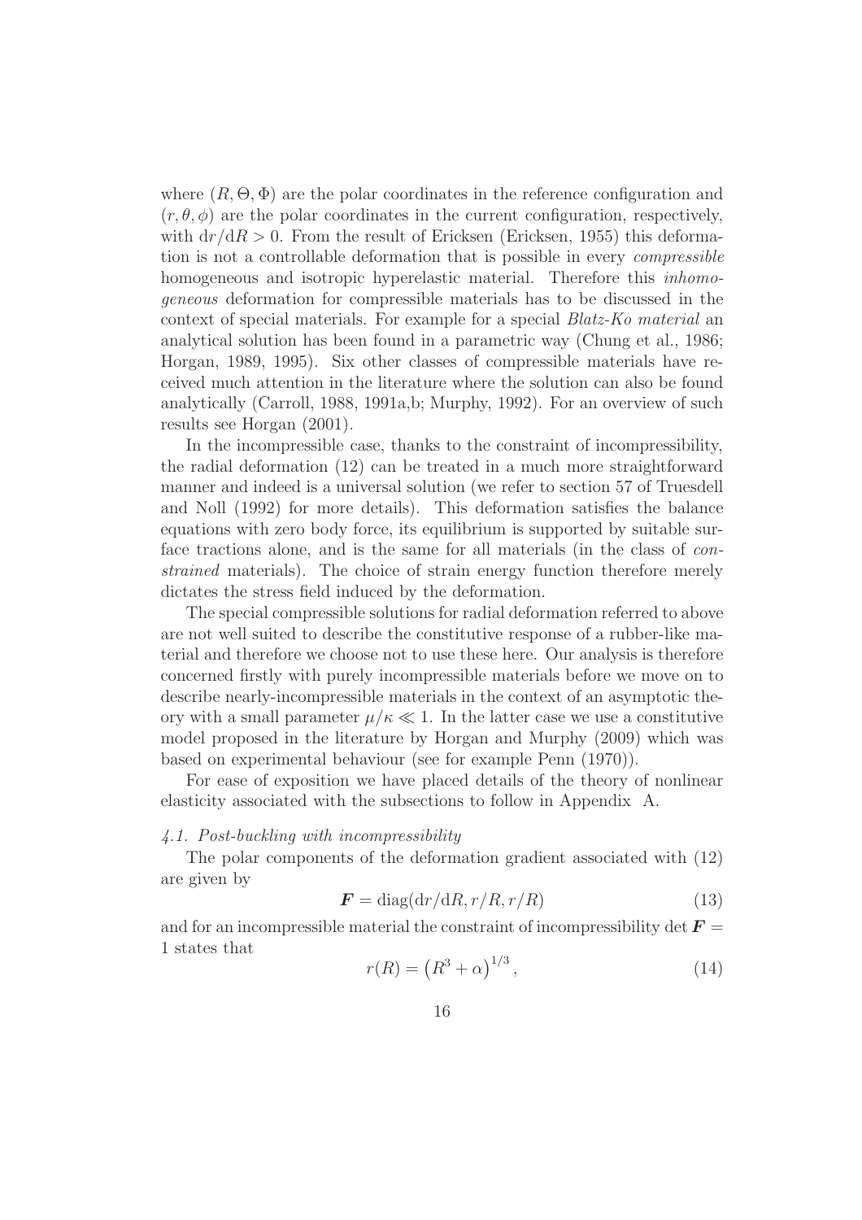where $(R, \Theta, \Phi)$ are the polar coordinates in the reference configuration and $(r, \theta, \phi)$ are the polar coordinates in the current configuration, respectively, with $\mathrm{d}r/\mathrm{d}R > 0$. From the result of Ericksen (Ericksen, 1955) this deformation is not a controllable deformation that is possible in every *compressible* homogeneous and isotropic hyperelastic material. Therefore this *inhomogeneous* deformation for compressible materials has to be discussed in the context of special materials. For example for a special *Blatz-Ko material* an analytical solution has been found in a parametric way (Chung et al., 1986; Horgan, 1989, 1995). Six other classes of compressible materials have received much attention in the literature where the solution can also be found analytically (Carroll, 1988, 1991a,b; Murphy, 1992). For an overview of such results see Horgan (2001).

In the incompressible case, thanks to the constraint of incompressibility, the radial deformation (12) can be treated in a much more straightforward manner and indeed is a universal solution (we refer to section 57 of Truesdell and Noll (1992) for more details). This deformation satisfies the balance equations with zero body force, its equilibrium is supported by suitable surface tractions alone, and is the same for all materials (in the class of *constrained* materials). The choice of strain energy function therefore merely dictates the stress field induced by the deformation.

The special compressible solutions for radial deformation referred to above are not well suited to describe the constitutive response of a rubber-like material and therefore we choose not to use these here. Our analysis is therefore concerned firstly with purely incompressible materials before we move on to describe nearly-incompressible materials in the context of an asymptotic theory with a small parameter $\mu/\kappa \ll 1$. In the latter case we use a constitutive model proposed in the literature by Horgan and Murphy (2009) which was based on experimental behaviour (see for example Penn (1970)).

For ease of exposition we have placed details of the theory of nonlinear elasticity associated with the subsections to follow in Appendix A.

### *4.1. Post-buckling with incompressibility*

The polar components of the deformation gradient associated with (12) are given by

$$\boldsymbol{F} = \mathrm{diag}(\mathrm{d}r/\mathrm{d}R, r/R, r/R) \tag{13}$$

and for an incompressible material the constraint of incompressibility $\det \boldsymbol{F} = 1$ states that

$$r(R) = \left(R^3 + \alpha\right)^{1/3}, \tag{14}$$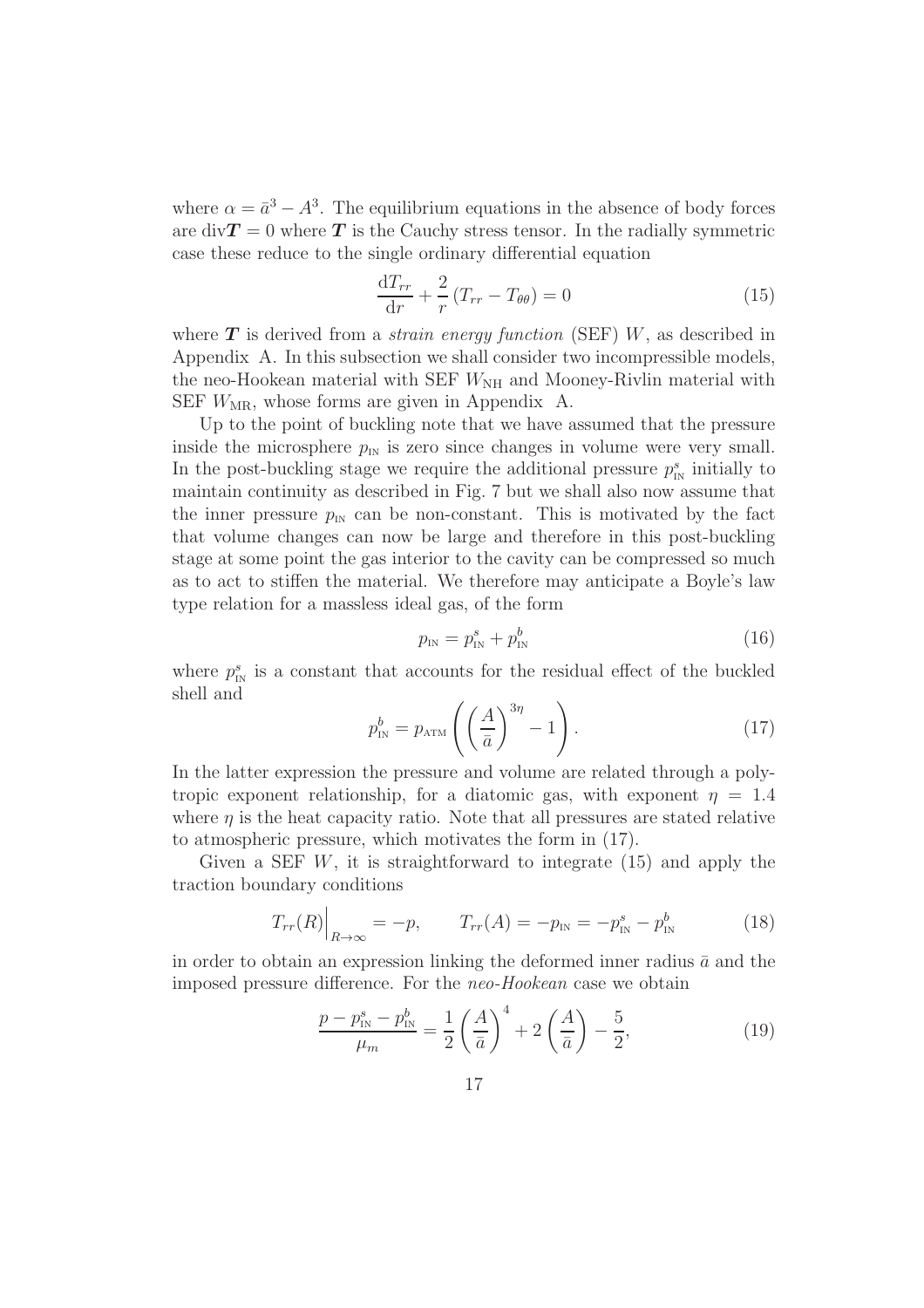where $\alpha = \bar{a}^3 - A^3$. The equilibrium equations in the absence of body forces are $\text{div}\boldsymbol{T} = 0$ where $\boldsymbol{T}$ is the Cauchy stress tensor. In the radially symmetric case these reduce to the single ordinary differential equation

$$\frac{\mathrm{d}T_{rr}}{\mathrm{d}r} + \frac{2}{r}\left(T_{rr} - T_{\theta\theta}\right) = 0 \tag{15}$$

where $\boldsymbol{T}$ is derived from a *strain energy function* (SEF) $W$, as described in Appendix A. In this subsection we shall consider two incompressible models, the neo-Hookean material with SEF $W_{\mathrm{NH}}$ and Mooney-Rivlin material with SEF $W_{\mathrm{MR}}$, whose forms are given in Appendix A.

Up to the point of buckling note that we have assumed that the pressure inside the microsphere $p_{\text{IN}}$ is zero since changes in volume were very small. In the post-buckling stage we require the additional pressure $p^s_{\text{IN}}$ initially to maintain continuity as described in Fig. 7 but we shall also now assume that the inner pressure $p_{\text{IN}}$ can be non-constant. This is motivated by the fact that volume changes can now be large and therefore in this post-buckling stage at some point the gas interior to the cavity can be compressed so much as to act to stiffen the material. We therefore may anticipate a Boyle's law type relation for a massless ideal gas, of the form

$$p_{\text{IN}} = p^s_{\text{IN}} + p^b_{\text{IN}} \tag{16}$$

where $p^s_{\text{IN}}$ is a constant that accounts for the residual effect of the buckled shell and

$$p^b_{\text{IN}} = p_{\text{ATM}}\left(\left(\frac{A}{\bar{a}}\right)^{3\eta} - 1\right). \tag{17}$$

In the latter expression the pressure and volume are related through a polytropic exponent relationship, for a diatomic gas, with exponent $\eta = 1.4$ where $\eta$ is the heat capacity ratio. Note that all pressures are stated relative to atmospheric pressure, which motivates the form in (17).

Given a SEF $W$, it is straightforward to integrate (15) and apply the traction boundary conditions

$$T_{rr}(R)\Big|_{R\to\infty} = -p, \qquad T_{rr}(A) = -p_{\text{IN}} = -p^s_{\text{IN}} - p^b_{\text{IN}} \tag{18}$$

in order to obtain an expression linking the deformed inner radius $\bar{a}$ and the imposed pressure difference. For the *neo-Hookean* case we obtain

$$\frac{p - p^s_{\text{IN}} - p^b_{\text{IN}}}{\mu_m} = \frac{1}{2}\left(\frac{A}{\bar{a}}\right)^4 + 2\left(\frac{A}{\bar{a}}\right) - \frac{5}{2}, \tag{19}$$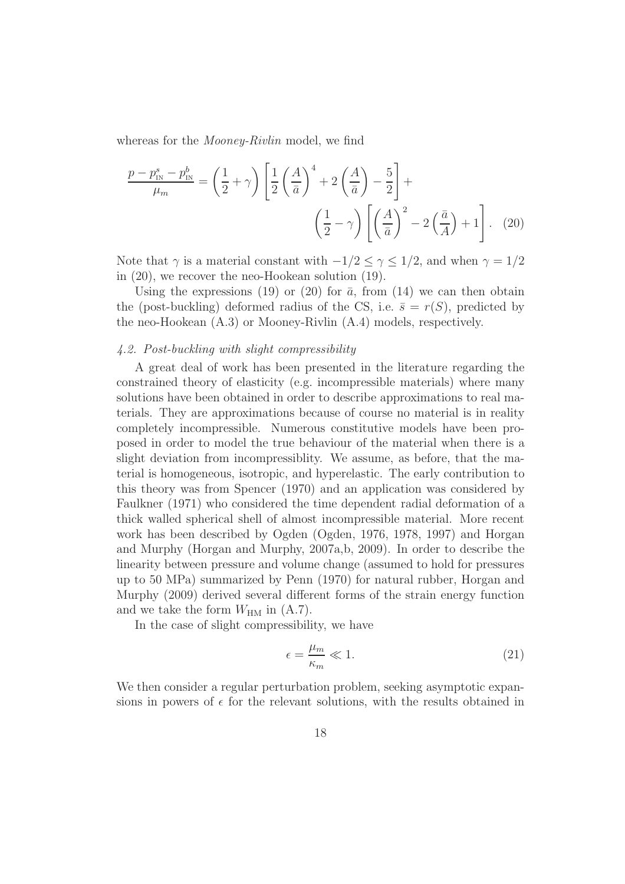whereas for the *Mooney-Rivlin* model, we find

$$\frac{p - p^s_{\text{IN}} - p^b_{\text{IN}}}{\mu_m} = \left(\frac{1}{2} + \gamma\right)\left[\frac{1}{2}\left(\frac{A}{\bar{a}}\right)^4 + 2\left(\frac{A}{\bar{a}}\right) - \frac{5}{2}\right] + \left(\frac{1}{2} - \gamma\right)\left[\left(\frac{A}{\bar{a}}\right)^2 - 2\left(\frac{\bar{a}}{A}\right) + 1\right]. \quad (20)$$

Note that $\gamma$ is a material constant with $-1/2 \leq \gamma \leq 1/2$, and when $\gamma = 1/2$ in (20), we recover the neo-Hookean solution (19).

Using the expressions (19) or (20) for $\bar{a}$, from (14) we can then obtain the (post-buckling) deformed radius of the CS, i.e. $\bar{s} = r(S)$, predicted by the neo-Hookean (A.3) or Mooney-Rivlin (A.4) models, respectively.

### *4.2. Post-buckling with slight compressibility*

A great deal of work has been presented in the literature regarding the constrained theory of elasticity (e.g. incompressible materials) where many solutions have been obtained in order to describe approximations to real materials. They are approximations because of course no material is in reality completely incompressible. Numerous constitutive models have been proposed in order to model the true behaviour of the material when there is a slight deviation from incompressiblity. We assume, as before, that the material is homogeneous, isotropic, and hyperelastic. The early contribution to this theory was from Spencer (1970) and an application was considered by Faulkner (1971) who considered the time dependent radial deformation of a thick walled spherical shell of almost incompressible material. More recent work has been described by Ogden (Ogden, 1976, 1978, 1997) and Horgan and Murphy (Horgan and Murphy, 2007a,b, 2009). In order to describe the linearity between pressure and volume change (assumed to hold for pressures up to 50 MPa) summarized by Penn (1970) for natural rubber, Horgan and Murphy (2009) derived several different forms of the strain energy function and we take the form $W_{\text{HM}}$ in (A.7).

In the case of slight compressibility, we have

$$\epsilon = \frac{\mu_m}{\kappa_m} \ll 1. \quad (21)$$

We then consider a regular perturbation problem, seeking asymptotic expansions in powers of $\epsilon$ for the relevant solutions, with the results obtained in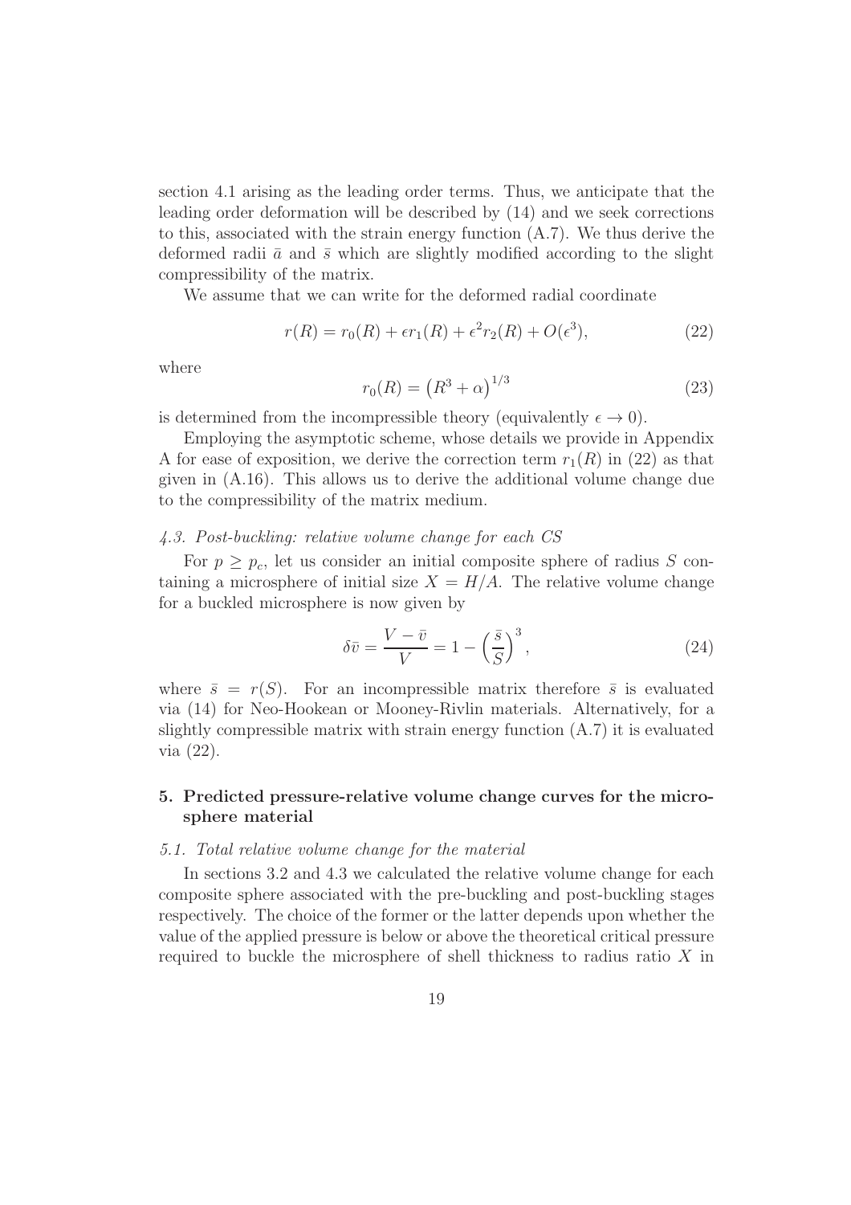section 4.1 arising as the leading order terms. Thus, we anticipate that the leading order deformation will be described by (14) and we seek corrections to this, associated with the strain energy function (A.7). We thus derive the deformed radii $\bar{a}$ and $\bar{s}$ which are slightly modified according to the slight compressibility of the matrix.

We assume that we can write for the deformed radial coordinate

$$r(R) = r_0(R) + \epsilon r_1(R) + \epsilon^2 r_2(R) + O(\epsilon^3), \tag{22}$$

where

$$r_0(R) = \left(R^3 + \alpha\right)^{1/3} \tag{23}$$

is determined from the incompressible theory (equivalently $\epsilon \to 0$).

Employing the asymptotic scheme, whose details we provide in Appendix A for ease of exposition, we derive the correction term $r_1(R)$ in (22) as that given in (A.16). This allows us to derive the additional volume change due to the compressibility of the matrix medium.

### *4.3. Post-buckling: relative volume change for each CS*

For $p \geq p_c$, let us consider an initial composite sphere of radius $S$ containing a microsphere of initial size $X = H/A$. The relative volume change for a buckled microsphere is now given by

$$\delta\bar{v} = \frac{V - \bar{v}}{V} = 1 - \left(\frac{\bar{s}}{S}\right)^3, \tag{24}$$

where $\bar{s} = r(S)$. For an incompressible matrix therefore $\bar{s}$ is evaluated via (14) for Neo-Hookean or Mooney-Rivlin materials. Alternatively, for a slightly compressible matrix with strain energy function (A.7) it is evaluated via (22).

## 5. Predicted pressure-relative volume change curves for the microsphere material

### *5.1. Total relative volume change for the material*

In sections 3.2 and 4.3 we calculated the relative volume change for each composite sphere associated with the pre-buckling and post-buckling stages respectively. The choice of the former or the latter depends upon whether the value of the applied pressure is below or above the theoretical critical pressure required to buckle the microsphere of shell thickness to radius ratio $X$ in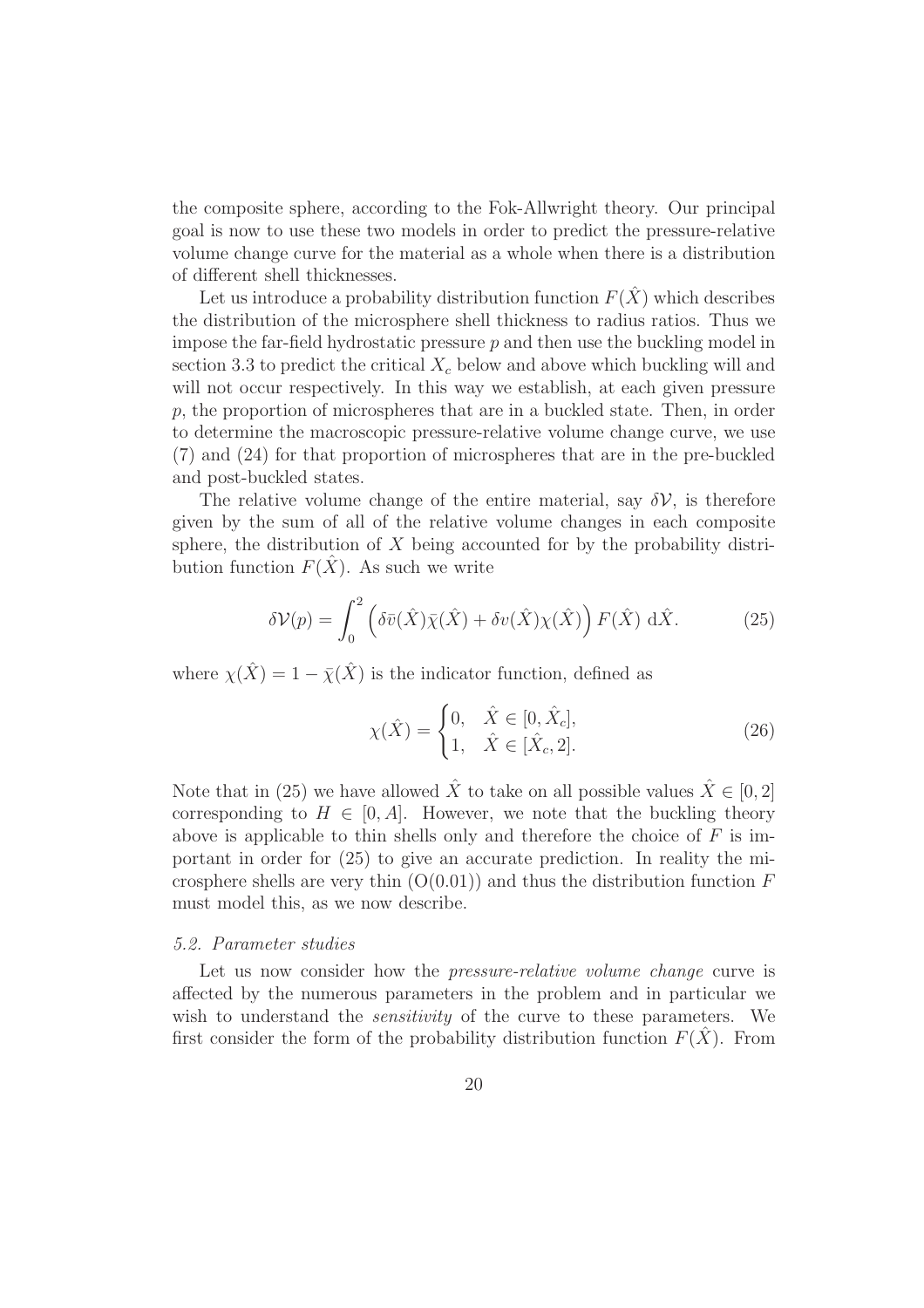the composite sphere, according to the Fok-Allwright theory. Our principal goal is now to use these two models in order to predict the pressure-relative volume change curve for the material as a whole when there is a distribution of different shell thicknesses.

Let us introduce a probability distribution function $F(\hat{X})$ which describes the distribution of the microsphere shell thickness to radius ratios. Thus we impose the far-field hydrostatic pressure $p$ and then use the buckling model in section 3.3 to predict the critical $X_c$ below and above which buckling will and will not occur respectively. In this way we establish, at each given pressure $p$, the proportion of microspheres that are in a buckled state. Then, in order to determine the macroscopic pressure-relative volume change curve, we use (7) and (24) for that proportion of microspheres that are in the pre-buckled and post-buckled states.

The relative volume change of the entire material, say $\delta\mathcal{V}$, is therefore given by the sum of all of the relative volume changes in each composite sphere, the distribution of $X$ being accounted for by the probability distribution function $F(\hat{X})$. As such we write

$$\delta\mathcal{V}(p) = \int_0^2 \left( \delta\bar{v}(\hat{X})\bar{\chi}(\hat{X}) + \delta v(\hat{X})\chi(\hat{X}) \right) F(\hat{X}) \, \mathrm{d}\hat{X}. \tag{25}$$

where $\chi(\hat{X}) = 1 - \bar{\chi}(\hat{X})$ is the indicator function, defined as

$$\chi(\hat{X}) = \begin{cases} 0, & \hat{X} \in [0, \hat{X}_c], \\ 1, & \hat{X} \in [\hat{X}_c, 2]. \end{cases} \tag{26}$$

Note that in (25) we have allowed $\hat{X}$ to take on all possible values $\hat{X} \in [0, 2]$ corresponding to $H \in [0, A]$. However, we note that the buckling theory above is applicable to thin shells only and therefore the choice of $F$ is important in order for (25) to give an accurate prediction. In reality the microsphere shells are very thin ($\mathrm{O}(0.01)$) and thus the distribution function $F$ must model this, as we now describe.

### *5.2. Parameter studies*

Let us now consider how the *pressure-relative volume change* curve is affected by the numerous parameters in the problem and in particular we wish to understand the *sensitivity* of the curve to these parameters. We first consider the form of the probability distribution function $F(\hat{X})$. From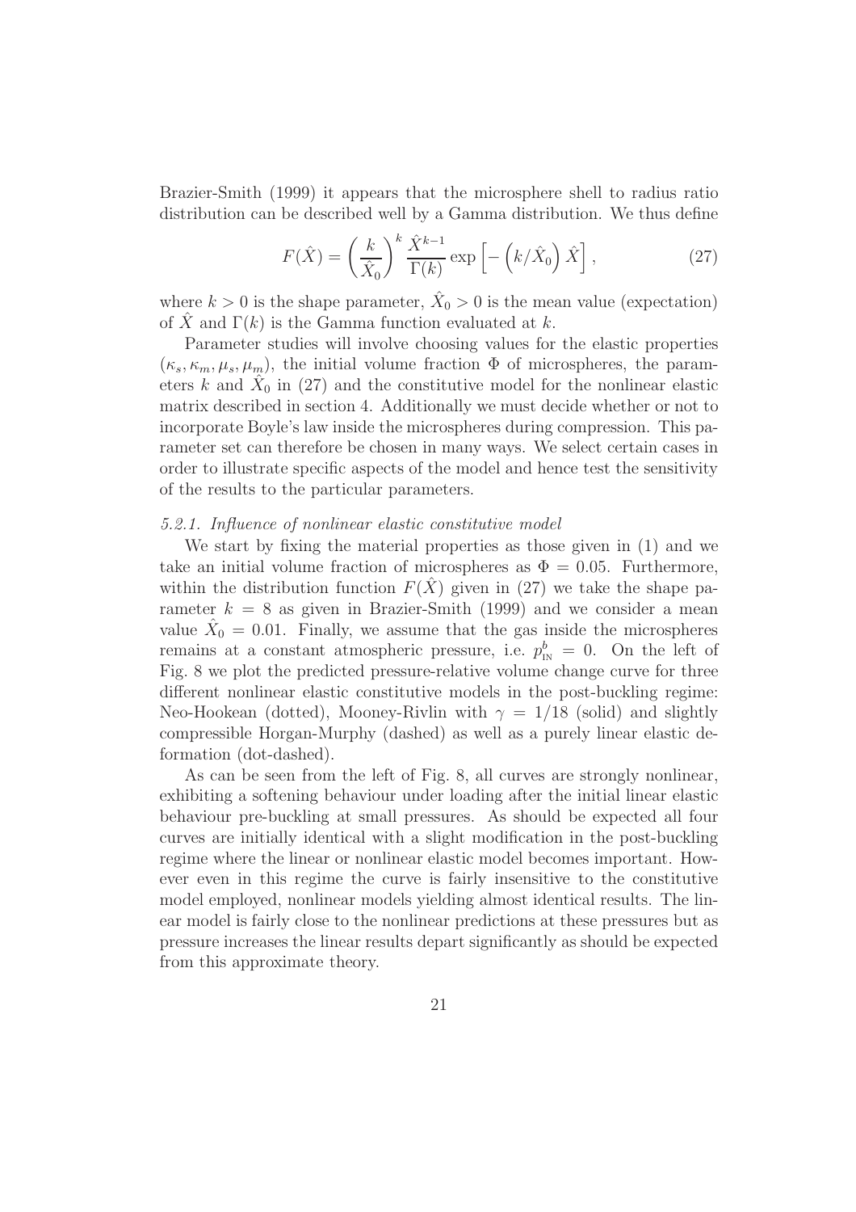Brazier-Smith (1999) it appears that the microsphere shell to radius ratio distribution can be described well by a Gamma distribution. We thus define

$$F(\hat{X}) = \left(\frac{k}{\hat{X}_0}\right)^k \frac{\hat{X}^{k-1}}{\Gamma(k)} \exp\left[-\left(k/\hat{X}_0\right)\hat{X}\right], \tag{27}$$

where $k > 0$ is the shape parameter, $\hat{X}_0 > 0$ is the mean value (expectation) of $\hat{X}$ and $\Gamma(k)$ is the Gamma function evaluated at $k$.

Parameter studies will involve choosing values for the elastic properties $(\kappa_s, \kappa_m, \mu_s, \mu_m)$, the initial volume fraction $\Phi$ of microspheres, the parameters $k$ and $\hat{X}_0$ in (27) and the constitutive model for the nonlinear elastic matrix described in section 4. Additionally we must decide whether or not to incorporate Boyle's law inside the microspheres during compression. This parameter set can therefore be chosen in many ways. We select certain cases in order to illustrate specific aspects of the model and hence test the sensitivity of the results to the particular parameters.

#### *5.2.1. Influence of nonlinear elastic constitutive model*

We start by fixing the material properties as those given in (1) and we take an initial volume fraction of microspheres as $\Phi = 0.05$. Furthermore, within the distribution function $F(\hat{X})$ given in (27) we take the shape parameter $k = 8$ as given in Brazier-Smith (1999) and we consider a mean value $\hat{X}_0 = 0.01$. Finally, we assume that the gas inside the microspheres remains at a constant atmospheric pressure, i.e. $p^b_{\text{IN}} = 0$. On the left of Fig. 8 we plot the predicted pressure-relative volume change curve for three different nonlinear elastic constitutive models in the post-buckling regime: Neo-Hookean (dotted), Mooney-Rivlin with $\gamma = 1/18$ (solid) and slightly compressible Horgan-Murphy (dashed) as well as a purely linear elastic deformation (dot-dashed).

As can be seen from the left of Fig. 8, all curves are strongly nonlinear, exhibiting a softening behaviour under loading after the initial linear elastic behaviour pre-buckling at small pressures. As should be expected all four curves are initially identical with a slight modification in the post-buckling regime where the linear or nonlinear elastic model becomes important. However even in this regime the curve is fairly insensitive to the constitutive model employed, nonlinear models yielding almost identical results. The linear model is fairly close to the nonlinear predictions at these pressures but as pressure increases the linear results depart significantly as should be expected from this approximate theory.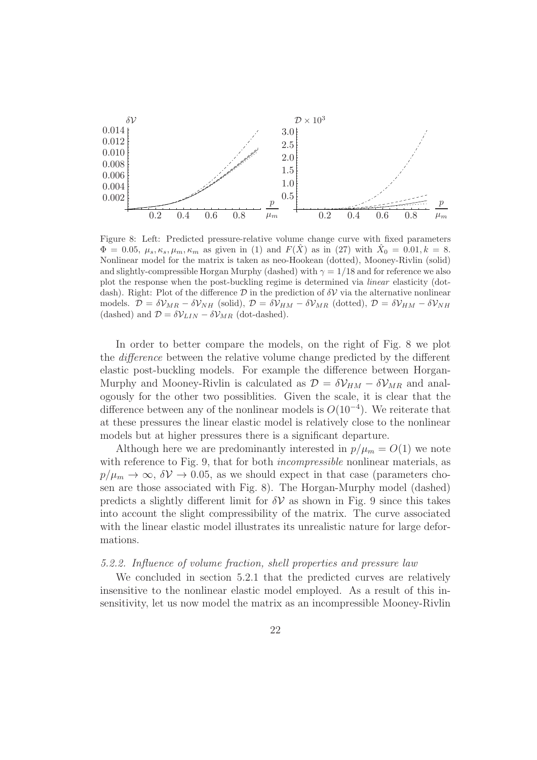Figure 8: Left: Predicted pressure-relative volume change curve with fixed parameters $\Phi = 0.05$, $\mu_s, \kappa_s, \mu_m, \kappa_m$ as given in (1) and $F(\hat{X})$ as in (27) with $\hat{X}_0 = 0.01, k = 8$. Nonlinear model for the matrix is taken as neo-Hookean (dotted), Mooney-Rivlin (solid) and slightly-compressible Horgan Murphy (dashed) with $\gamma = 1/18$ and for reference we also plot the response when the post-buckling regime is determined via *linear* elasticity (dot-dash). Right: Plot of the difference $\mathcal{D}$ in the prediction of $\delta\mathcal{V}$ via the alternative nonlinear models. $\mathcal{D} = \delta\mathcal{V}_{MR} - \delta\mathcal{V}_{NH}$ (solid), $\mathcal{D} = \delta\mathcal{V}_{HM} - \delta\mathcal{V}_{MR}$ (dotted), $\mathcal{D} = \delta\mathcal{V}_{HM} - \delta\mathcal{V}_{NH}$ (dashed) and $\mathcal{D} = \delta\mathcal{V}_{LIN} - \delta\mathcal{V}_{MR}$ (dot-dashed).

In order to better compare the models, on the right of Fig. 8 we plot the *difference* between the relative volume change predicted by the different elastic post-buckling models. For example the difference between Horgan-Murphy and Mooney-Rivlin is calculated as $\mathcal{D} = \delta\mathcal{V}_{HM} - \delta\mathcal{V}_{MR}$ and analogously for the other two possiblities. Given the scale, it is clear that the difference between any of the nonlinear models is $O(10^{-4})$. We reiterate that at these pressures the linear elastic model is relatively close to the nonlinear models but at higher pressures there is a significant departure.

Although here we are predominantly interested in $p/\mu_m = O(1)$ we note with reference to Fig. 9, that for both *incompressible* nonlinear materials, as $p/\mu_m \to \infty$, $\delta\mathcal{V} \to 0.05$, as we should expect in that case (parameters chosen are those associated with Fig. 8). The Horgan-Murphy model (dashed) predicts a slightly different limit for $\delta\mathcal{V}$ as shown in Fig. 9 since this takes into account the slight compressibility of the matrix. The curve associated with the linear elastic model illustrates its unrealistic nature for large deformations.

### *5.2.2. Influence of volume fraction, shell properties and pressure law*

We concluded in section 5.2.1 that the predicted curves are relatively insensitive to the nonlinear elastic model employed. As a result of this insensitivity, let us now model the matrix as an incompressible Mooney-Rivlin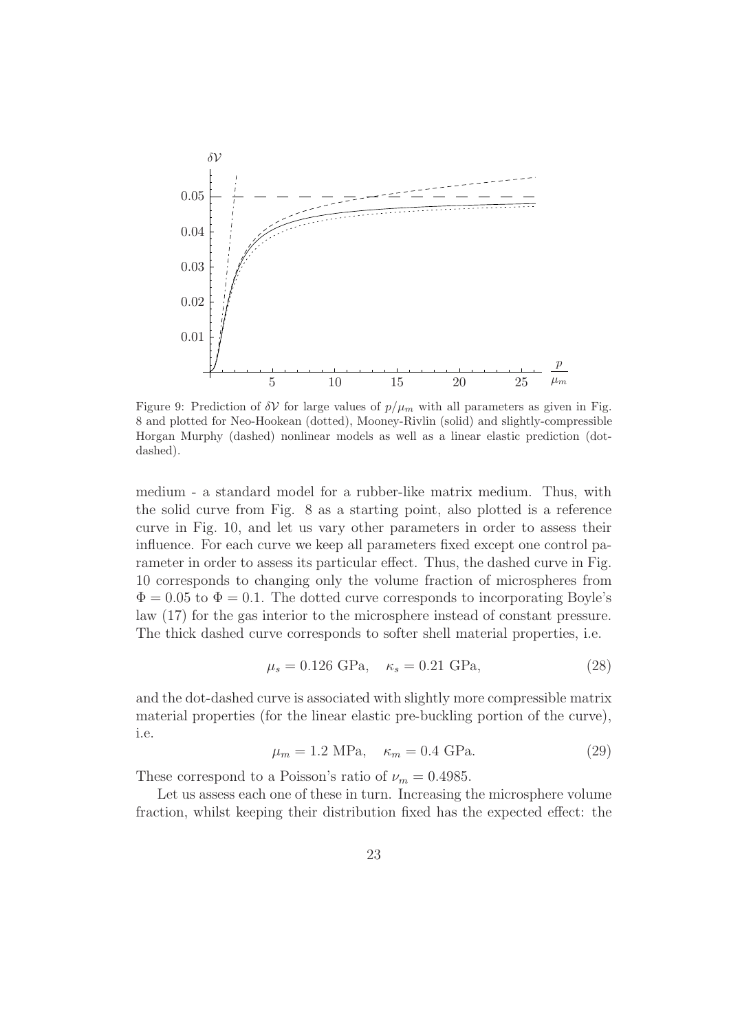Figure 9: Prediction of $\delta\mathcal{V}$ for large values of $p/\mu_m$ with all parameters as given in Fig. 8 and plotted for Neo-Hookean (dotted), Mooney-Rivlin (solid) and slightly-compressible Horgan Murphy (dashed) nonlinear models as well as a linear elastic prediction (dot-dashed).

medium - a standard model for a rubber-like matrix medium. Thus, with the solid curve from Fig. 8 as a starting point, also plotted is a reference curve in Fig. 10, and let us vary other parameters in order to assess their influence. For each curve we keep all parameters fixed except one control parameter in order to assess its particular effect. Thus, the dashed curve in Fig. 10 corresponds to changing only the volume fraction of microspheres from $\Phi = 0.05$ to $\Phi = 0.1$. The dotted curve corresponds to incorporating Boyle's law (17) for the gas interior to the microsphere instead of constant pressure. The thick dashed curve corresponds to softer shell material properties, i.e.

$$\mu_s = 0.126 \text{ GPa}, \quad \kappa_s = 0.21 \text{ GPa}, \tag{28}$$

and the dot-dashed curve is associated with slightly more compressible matrix material properties (for the linear elastic pre-buckling portion of the curve), i.e.

$$\mu_m = 1.2 \text{ MPa}, \quad \kappa_m = 0.4 \text{ GPa}. \tag{29}$$

These correspond to a Poisson's ratio of $\nu_m = 0.4985$.

Let us assess each one of these in turn. Increasing the microsphere volume fraction, whilst keeping their distribution fixed has the expected effect: the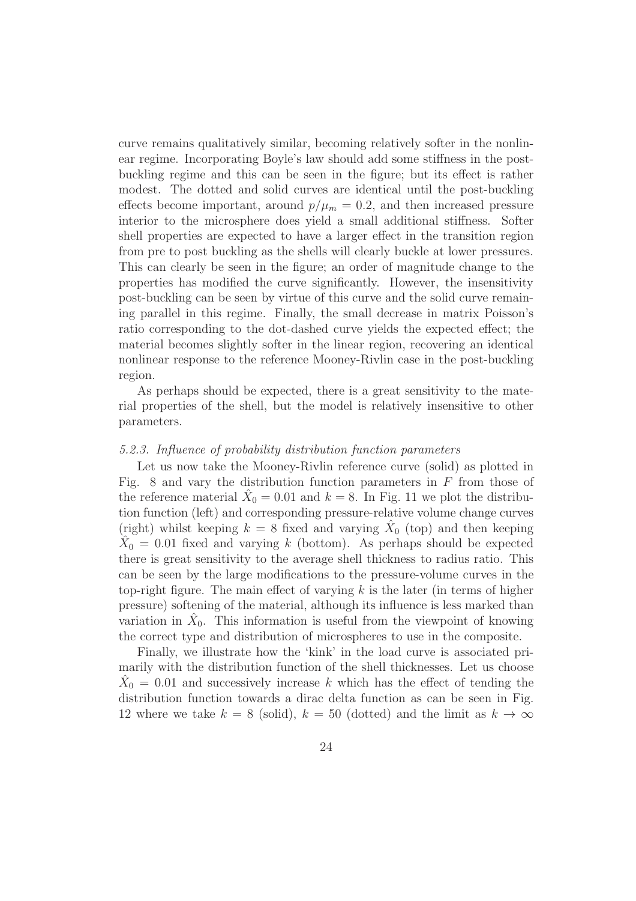curve remains qualitatively similar, becoming relatively softer in the nonlinear regime. Incorporating Boyle's law should add some stiffness in the post-buckling regime and this can be seen in the figure; but its effect is rather modest. The dotted and solid curves are identical until the post-buckling effects become important, around $p/\mu_m = 0.2$, and then increased pressure interior to the microsphere does yield a small additional stiffness. Softer shell properties are expected to have a larger effect in the transition region from pre to post buckling as the shells will clearly buckle at lower pressures. This can clearly be seen in the figure; an order of magnitude change to the properties has modified the curve significantly. However, the insensitivity post-buckling can be seen by virtue of this curve and the solid curve remaining parallel in this regime. Finally, the small decrease in matrix Poisson's ratio corresponding to the dot-dashed curve yields the expected effect; the material becomes slightly softer in the linear region, recovering an identical nonlinear response to the reference Mooney-Rivlin case in the post-buckling region.

As perhaps should be expected, there is a great sensitivity to the material properties of the shell, but the model is relatively insensitive to other parameters.

*5.2.3. Influence of probability distribution function parameters*

Let us now take the Mooney-Rivlin reference curve (solid) as plotted in Fig. 8 and vary the distribution function parameters in $F$ from those of the reference material $\hat{X}_0 = 0.01$ and $k = 8$. In Fig. 11 we plot the distribution function (left) and corresponding pressure-relative volume change curves (right) whilst keeping $k = 8$ fixed and varying $\hat{X}_0$ (top) and then keeping $\hat{X}_0 = 0.01$ fixed and varying $k$ (bottom). As perhaps should be expected there is great sensitivity to the average shell thickness to radius ratio. This can be seen by the large modifications to the pressure-volume curves in the top-right figure. The main effect of varying $k$ is the later (in terms of higher pressure) softening of the material, although its influence is less marked than variation in $\hat{X}_0$. This information is useful from the viewpoint of knowing the correct type and distribution of microspheres to use in the composite.

Finally, we illustrate how the 'kink' in the load curve is associated primarily with the distribution function of the shell thicknesses. Let us choose $\hat{X}_0 = 0.01$ and successively increase $k$ which has the effect of tending the distribution function towards a dirac delta function as can be seen in Fig. 12 where we take $k = 8$ (solid), $k = 50$ (dotted) and the limit as $k \to \infty$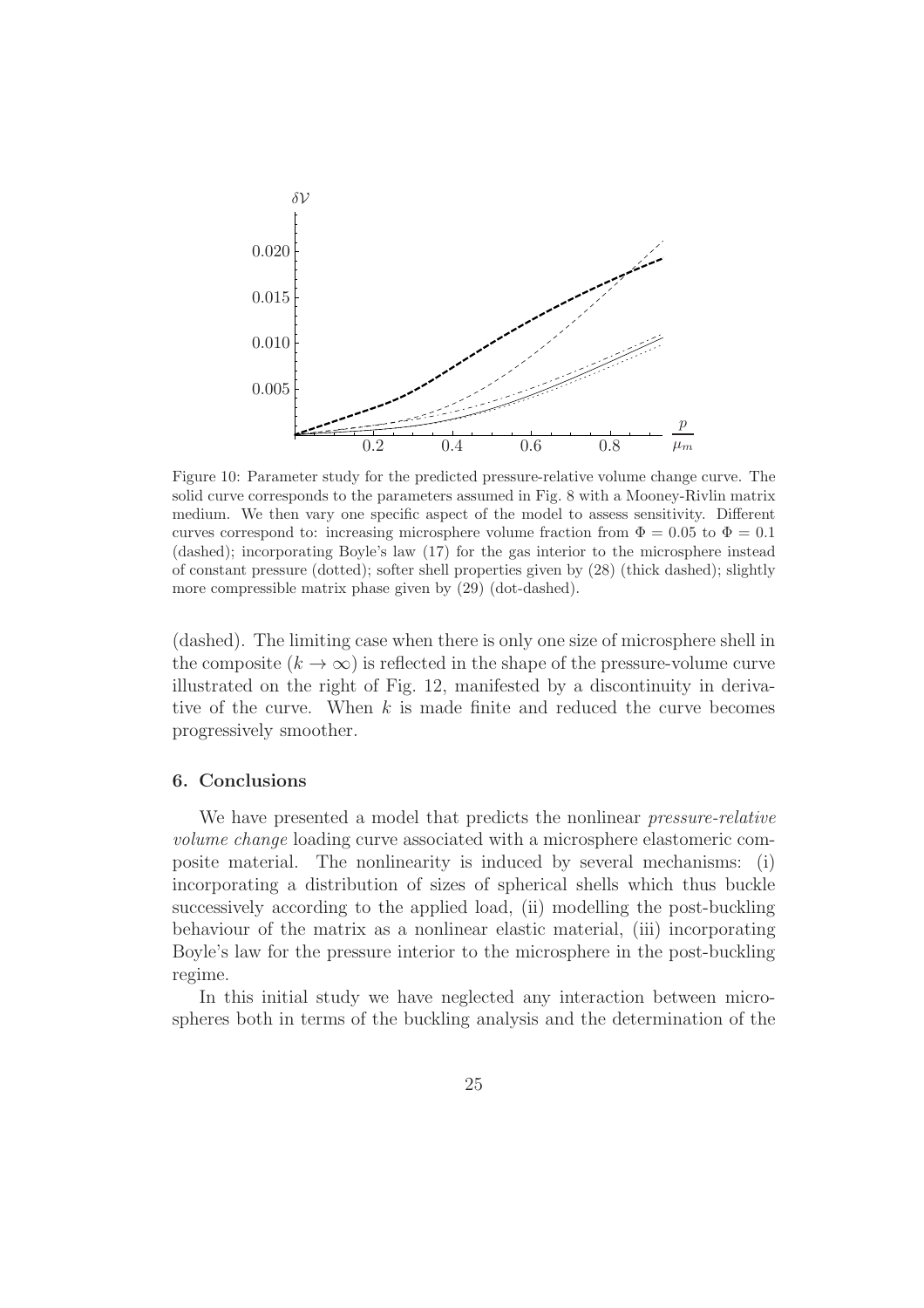Figure 10: Parameter study for the predicted pressure-relative volume change curve. The solid curve corresponds to the parameters assumed in Fig. 8 with a Mooney-Rivlin matrix medium. We then vary one specific aspect of the model to assess sensitivity. Different curves correspond to: increasing microsphere volume fraction from $\Phi = 0.05$ to $\Phi = 0.1$ (dashed); incorporating Boyle's law (17) for the gas interior to the microsphere instead of constant pressure (dotted); softer shell properties given by (28) (thick dashed); slightly more compressible matrix phase given by (29) (dot-dashed).

(dashed). The limiting case when there is only one size of microsphere shell in the composite ($k \to \infty$) is reflected in the shape of the pressure-volume curve illustrated on the right of Fig. 12, manifested by a discontinuity in derivative of the curve. When $k$ is made finite and reduced the curve becomes progressively smoother.

## 6. Conclusions

We have presented a model that predicts the nonlinear *pressure-relative volume change* loading curve associated with a microsphere elastomeric composite material. The nonlinearity is induced by several mechanisms: (i) incorporating a distribution of sizes of spherical shells which thus buckle successively according to the applied load, (ii) modelling the post-buckling behaviour of the matrix as a nonlinear elastic material, (iii) incorporating Boyle's law for the pressure interior to the microsphere in the post-buckling regime.

In this initial study we have neglected any interaction between microspheres both in terms of the buckling analysis and the determination of the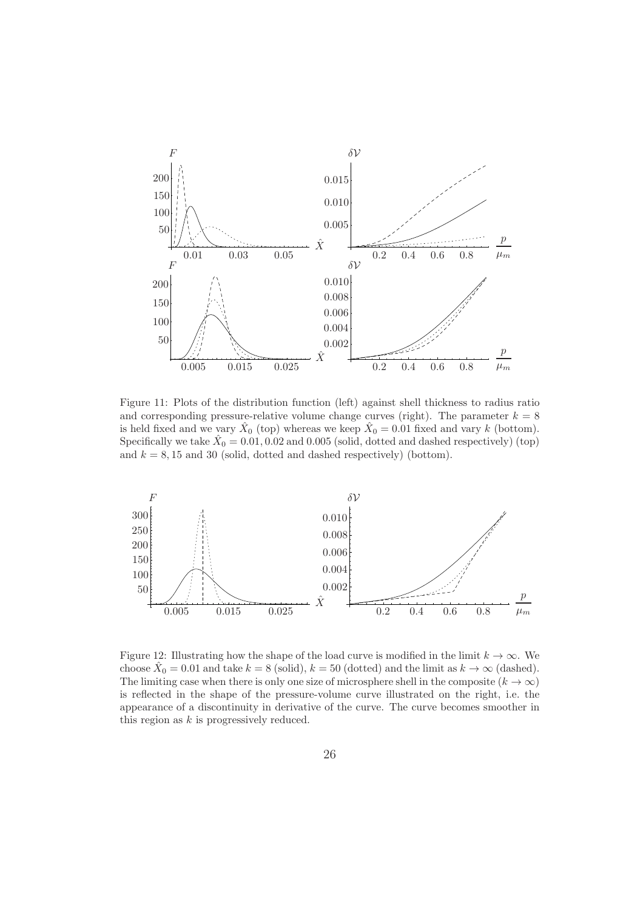Figure 11: Plots of the distribution function (left) against shell thickness to radius ratio and corresponding pressure-relative volume change curves (right). The parameter $k = 8$ is held fixed and we vary $\hat{X}_0$ (top) whereas we keep $\hat{X}_0 = 0.01$ fixed and vary $k$ (bottom). Specifically we take $\hat{X}_0 = 0.01, 0.02$ and $0.005$ (solid, dotted and dashed respectively) (top) and $k = 8, 15$ and $30$ (solid, dotted and dashed respectively) (bottom).

Figure 12: Illustrating how the shape of the load curve is modified in the limit $k \to \infty$. We choose $\hat{X}_0 = 0.01$ and take $k = 8$ (solid), $k = 50$ (dotted) and the limit as $k \to \infty$ (dashed). The limiting case when there is only one size of microsphere shell in the composite ($k \to \infty$) is reflected in the shape of the pressure-volume curve illustrated on the right, i.e. the appearance of a discontinuity in derivative of the curve. The curve becomes smoother in this region as $k$ is progressively reduced.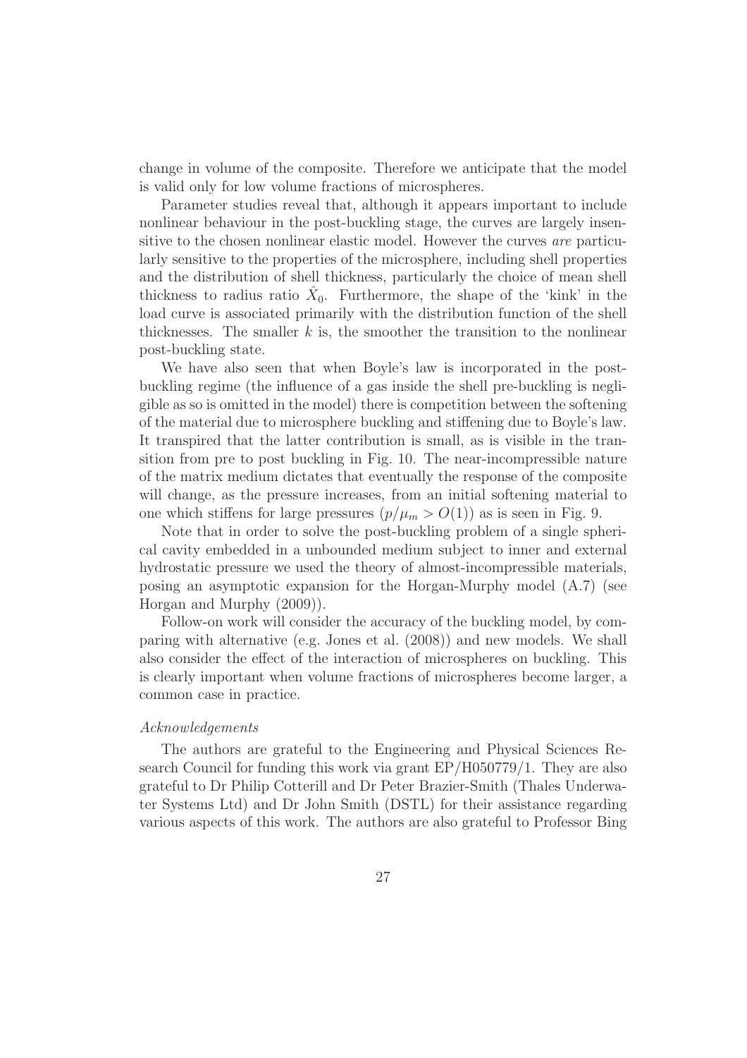change in volume of the composite. Therefore we anticipate that the model is valid only for low volume fractions of microspheres.

Parameter studies reveal that, although it appears important to include nonlinear behaviour in the post-buckling stage, the curves are largely insensitive to the chosen nonlinear elastic model. However the curves *are* particularly sensitive to the properties of the microsphere, including shell properties and the distribution of shell thickness, particularly the choice of mean shell thickness to radius ratio $\hat{X}_0$. Furthermore, the shape of the 'kink' in the load curve is associated primarily with the distribution function of the shell thicknesses. The smaller $k$ is, the smoother the transition to the nonlinear post-buckling state.

We have also seen that when Boyle's law is incorporated in the post-buckling regime (the influence of a gas inside the shell pre-buckling is negligible as so is omitted in the model) there is competition between the softening of the material due to microsphere buckling and stiffening due to Boyle's law. It transpired that the latter contribution is small, as is visible in the transition from pre to post buckling in Fig. 10. The near-incompressible nature of the matrix medium dictates that eventually the response of the composite will change, as the pressure increases, from an initial softening material to one which stiffens for large pressures ($p/\mu_m > O(1)$) as is seen in Fig. 9.

Note that in order to solve the post-buckling problem of a single spherical cavity embedded in a unbounded medium subject to inner and external hydrostatic pressure we used the theory of almost-incompressible materials, posing an asymptotic expansion for the Horgan-Murphy model (A.7) (see Horgan and Murphy (2009)).

Follow-on work will consider the accuracy of the buckling model, by comparing with alternative (e.g. Jones et al. (2008)) and new models. We shall also consider the effect of the interaction of microspheres on buckling. This is clearly important when volume fractions of microspheres become larger, a common case in practice.

*Acknowledgements*

The authors are grateful to the Engineering and Physical Sciences Research Council for funding this work via grant EP/H050779/1. They are also grateful to Dr Philip Cotterill and Dr Peter Brazier-Smith (Thales Underwater Systems Ltd) and Dr John Smith (DSTL) for their assistance regarding various aspects of this work. The authors are also grateful to Professor Bing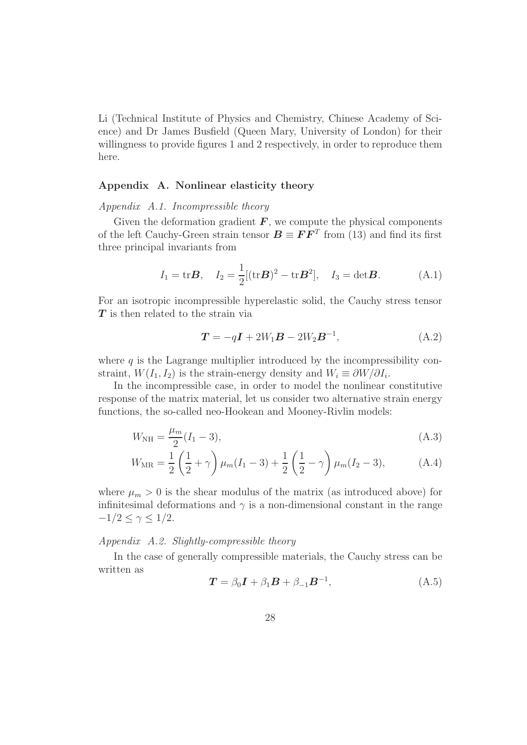Li (Technical Institute of Physics and Chemistry, Chinese Academy of Science) and Dr James Busfield (Queen Mary, University of London) for their willingness to provide figures 1 and 2 respectively, in order to reproduce them here.

## Appendix A. Nonlinear elasticity theory

### *Appendix A.1. Incompressible theory*

Given the deformation gradient $\boldsymbol{F}$, we compute the physical components of the left Cauchy-Green strain tensor $\boldsymbol{B} \equiv \boldsymbol{F}\boldsymbol{F}^T$ from (13) and find its first three principal invariants from

$$I_1 = \mathrm{tr}\boldsymbol{B}, \quad I_2 = \frac{1}{2}[(\mathrm{tr}\boldsymbol{B})^2 - \mathrm{tr}\boldsymbol{B}^2], \quad I_3 = \det\boldsymbol{B}. \tag{A.1}$$

For an isotropic incompressible hyperelastic solid, the Cauchy stress tensor $\boldsymbol{T}$ is then related to the strain via

$$\boldsymbol{T} = -q\boldsymbol{I} + 2W_1\boldsymbol{B} - 2W_2\boldsymbol{B}^{-1}, \tag{A.2}$$

where $q$ is the Lagrange multiplier introduced by the incompressibility constraint, $W(I_1, I_2)$ is the strain-energy density and $W_i \equiv \partial W/\partial I_i$.

In the incompressible case, in order to model the nonlinear constitutive response of the matrix material, let us consider two alternative strain energy functions, the so-called neo-Hookean and Mooney-Rivlin models:

$$W_{\mathrm{NH}} = \frac{\mu_m}{2}(I_1 - 3), \tag{A.3}$$

$$W_{\mathrm{MR}} = \frac{1}{2}\left(\frac{1}{2} + \gamma\right)\mu_m(I_1 - 3) + \frac{1}{2}\left(\frac{1}{2} - \gamma\right)\mu_m(I_2 - 3), \tag{A.4}$$

where $\mu_m > 0$ is the shear modulus of the matrix (as introduced above) for infinitesimal deformations and $\gamma$ is a non-dimensional constant in the range $-1/2 \leq \gamma \leq 1/2$.

### *Appendix A.2. Slightly-compressible theory*

In the case of generally compressible materials, the Cauchy stress can be written as

$$\boldsymbol{T} = \beta_0\boldsymbol{I} + \beta_1\boldsymbol{B} + \beta_{-1}\boldsymbol{B}^{-1}, \tag{A.5}$$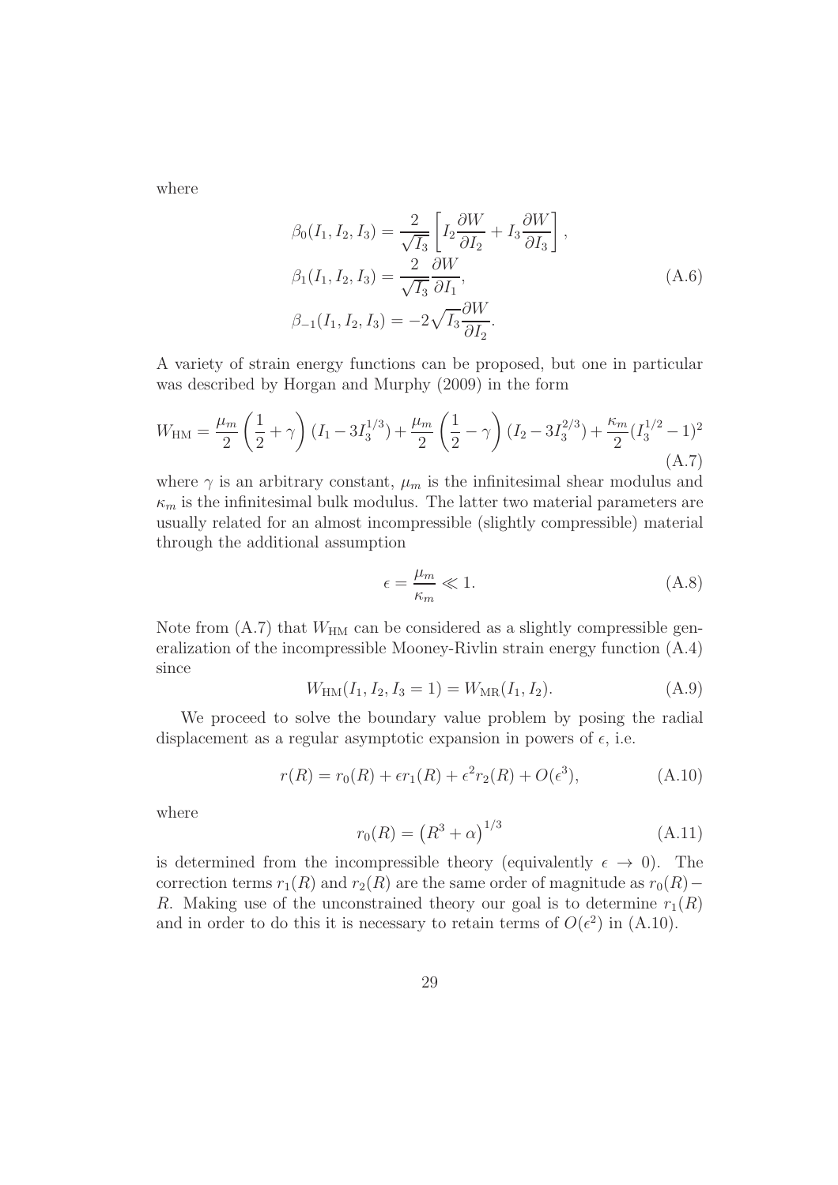where

$$\beta_0(I_1, I_2, I_3) = \frac{2}{\sqrt{I_3}} \left[ I_2 \frac{\partial W}{\partial I_2} + I_3 \frac{\partial W}{\partial I_3} \right],$$
$$\beta_1(I_1, I_2, I_3) = \frac{2}{\sqrt{I_3}} \frac{\partial W}{\partial I_1}, \tag{A.6}$$
$$\beta_{-1}(I_1, I_2, I_3) = -2\sqrt{I_3} \frac{\partial W}{\partial I_2}.$$

A variety of strain energy functions can be proposed, but one in particular was described by Horgan and Murphy (2009) in the form

$$W_{\text{HM}} = \frac{\mu_m}{2} \left( \frac{1}{2} + \gamma \right) (I_1 - 3I_3^{1/3}) + \frac{\mu_m}{2} \left( \frac{1}{2} - \gamma \right) (I_2 - 3I_3^{2/3}) + \frac{\kappa_m}{2} (I_3^{1/2} - 1)^2 \tag{A.7}$$

where $\gamma$ is an arbitrary constant, $\mu_m$ is the infinitesimal shear modulus and $\kappa_m$ is the infinitesimal bulk modulus. The latter two material parameters are usually related for an almost incompressible (slightly compressible) material through the additional assumption

$$\epsilon = \frac{\mu_m}{\kappa_m} \ll 1. \tag{A.8}$$

Note from (A.7) that $W_{\text{HM}}$ can be considered as a slightly compressible generalization of the incompressible Mooney-Rivlin strain energy function (A.4) since

$$W_{\text{HM}}(I_1, I_2, I_3 = 1) = W_{\text{MR}}(I_1, I_2). \tag{A.9}$$

We proceed to solve the boundary value problem by posing the radial displacement as a regular asymptotic expansion in powers of $\epsilon$, i.e.

$$r(R) = r_0(R) + \epsilon r_1(R) + \epsilon^2 r_2(R) + O(\epsilon^3), \tag{A.10}$$

where

$$r_0(R) = \left( R^3 + \alpha \right)^{1/3} \tag{A.11}$$

is determined from the incompressible theory (equivalently $\epsilon \to 0$). The correction terms $r_1(R)$ and $r_2(R)$ are the same order of magnitude as $r_0(R) - R$. Making use of the unconstrained theory our goal is to determine $r_1(R)$ and in order to do this it is necessary to retain terms of $O(\epsilon^2)$ in (A.10).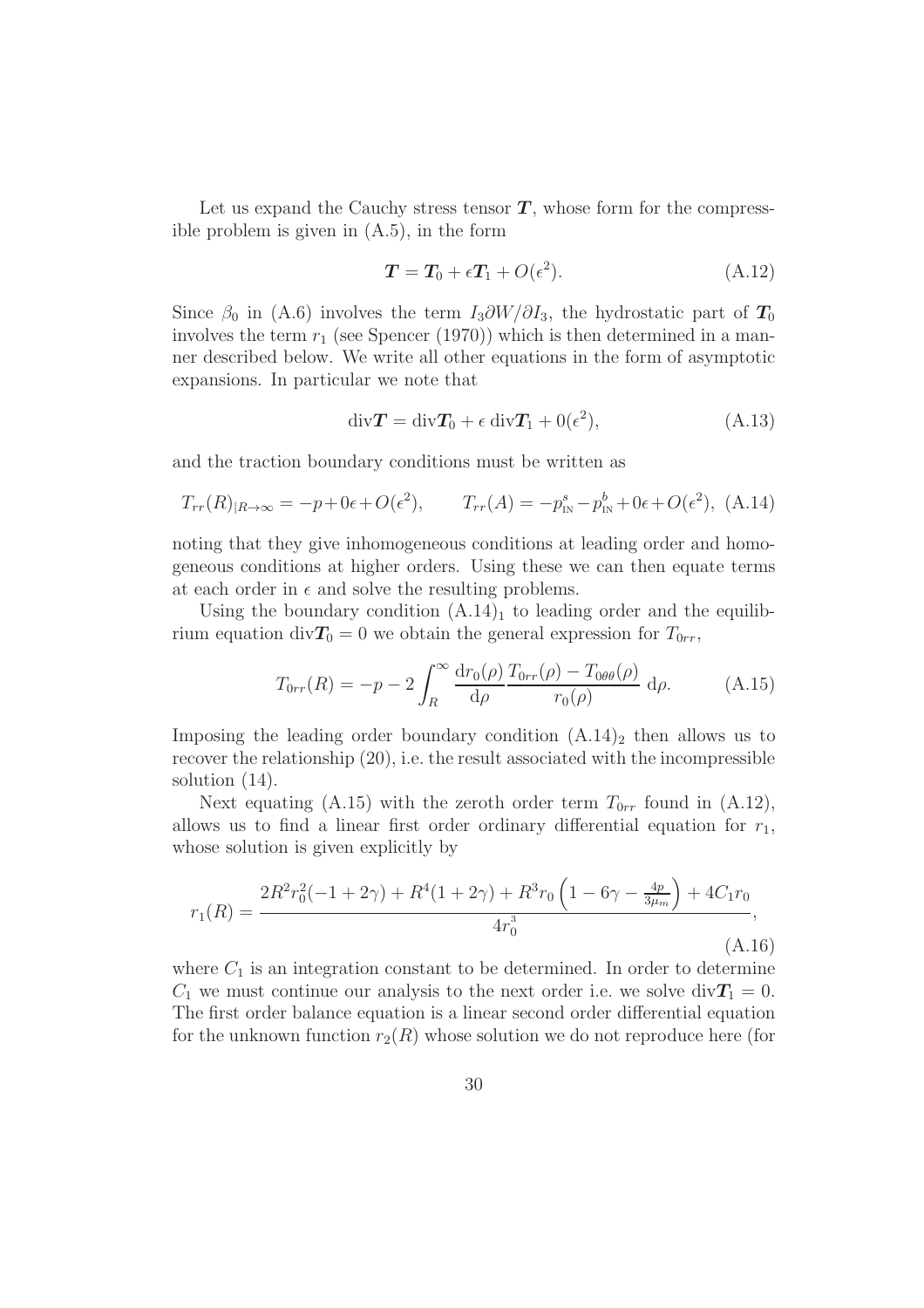Let us expand the Cauchy stress tensor $\boldsymbol{T}$, whose form for the compressible problem is given in (A.5), in the form

$$\boldsymbol{T} = \boldsymbol{T}_0 + \epsilon \boldsymbol{T}_1 + O(\epsilon^2). \tag{A.12}$$

Since $\beta_0$ in (A.6) involves the term $I_3 \partial W / \partial I_3$, the hydrostatic part of $\boldsymbol{T}_0$ involves the term $r_1$ (see Spencer (1970)) which is then determined in a manner described below. We write all other equations in the form of asymptotic expansions. In particular we note that

$$\text{div}\boldsymbol{T} = \text{div}\boldsymbol{T}_0 + \epsilon \, \text{div}\boldsymbol{T}_1 + 0(\epsilon^2), \tag{A.13}$$

and the traction boundary conditions must be written as

$$T_{rr}(R)_{|R\to\infty} = -p + 0\epsilon + O(\epsilon^2), \qquad T_{rr}(A) = -p^s_{\text{IN}} - p^b_{\text{IN}} + 0\epsilon + O(\epsilon^2), \tag{A.14}$$

noting that they give inhomogeneous conditions at leading order and homogeneous conditions at higher orders. Using these we can then equate terms at each order in $\epsilon$ and solve the resulting problems.

Using the boundary condition $(\text{A.14})_1$ to leading order and the equilibrium equation $\text{div}\boldsymbol{T}_0 = 0$ we obtain the general expression for $T_{0rr}$,

$$T_{0rr}(R) = -p - 2\int_R^\infty \frac{\mathrm{d}r_0(\rho)}{\mathrm{d}\rho} \frac{T_{0rr}(\rho) - T_{0\theta\theta}(\rho)}{r_0(\rho)} \, \mathrm{d}\rho. \tag{A.15}$$

Imposing the leading order boundary condition $(\text{A.14})_2$ then allows us to recover the relationship (20), i.e. the result associated with the incompressible solution (14).

Next equating (A.15) with the zeroth order term $T_{0rr}$ found in (A.12), allows us to find a linear first order ordinary differential equation for $r_1$, whose solution is given explicitly by

$$r_1(R) = \frac{2R^2 r_0^2(-1+2\gamma) + R^4(1+2\gamma) + R^3 r_0\left(1 - 6\gamma - \frac{4p}{3\mu_m}\right) + 4C_1 r_0}{4r_0^3}, \tag{A.16}$$

where $C_1$ is an integration constant to be determined. In order to determine $C_1$ we must continue our analysis to the next order i.e. we solve $\text{div}\boldsymbol{T}_1 = 0$. The first order balance equation is a linear second order differential equation for the unknown function $r_2(R)$ whose solution we do not reproduce here (for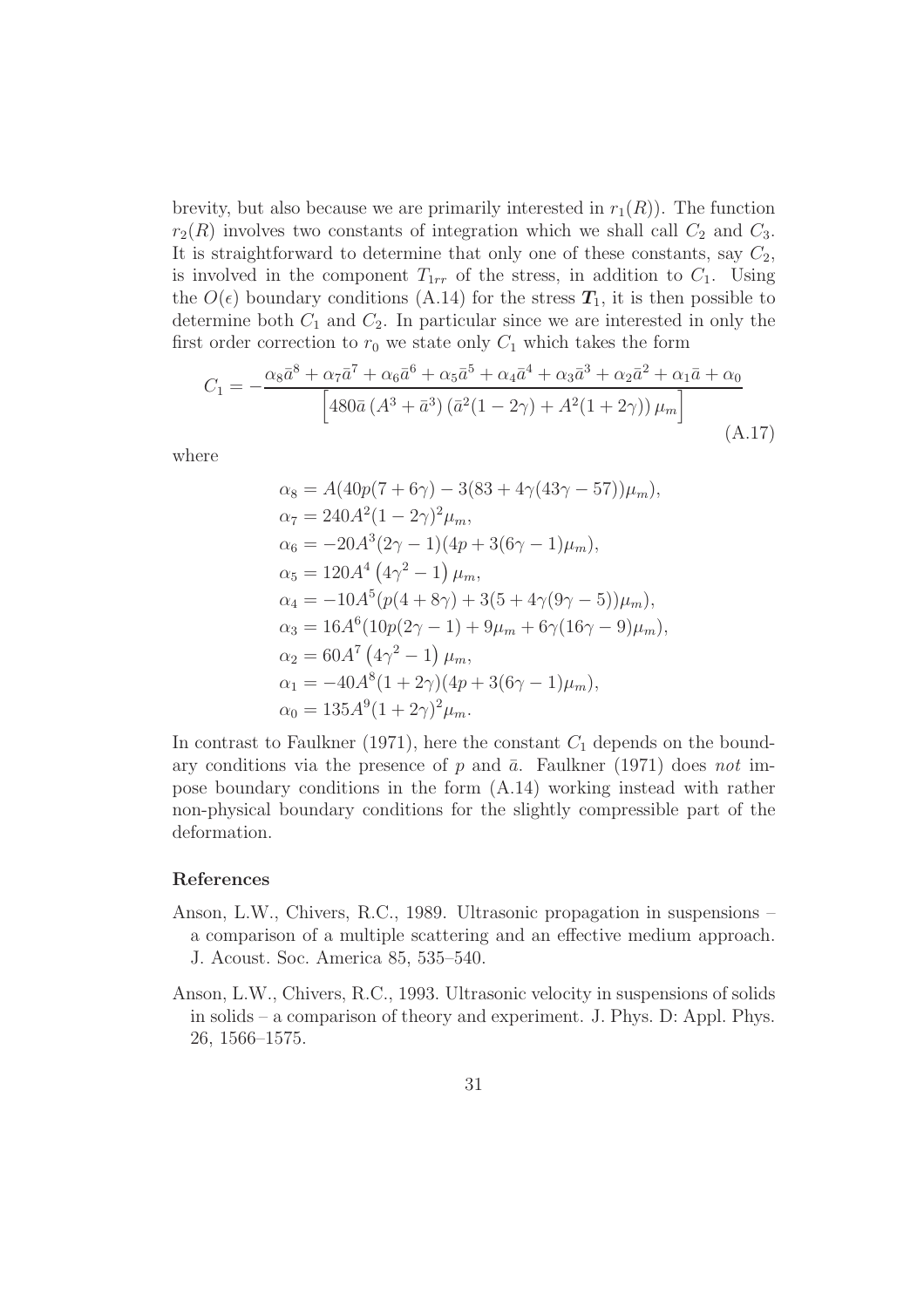brevity, but also because we are primarily interested in $r_1(R)$). The function $r_2(R)$ involves two constants of integration which we shall call $C_2$ and $C_3$. It is straightforward to determine that only one of these constants, say $C_2$, is involved in the component $T_{1rr}$ of the stress, in addition to $C_1$. Using the $O(\epsilon)$ boundary conditions (A.14) for the stress $\boldsymbol{T}_1$, it is then possible to determine both $C_1$ and $C_2$. In particular since we are interested in only the first order correction to $r_0$ we state only $C_1$ which takes the form

$$C_1 = -\frac{\alpha_8\bar{a}^8 + \alpha_7\bar{a}^7 + \alpha_6\bar{a}^6 + \alpha_5\bar{a}^5 + \alpha_4\bar{a}^4 + \alpha_3\bar{a}^3 + \alpha_2\bar{a}^2 + \alpha_1\bar{a} + \alpha_0}{\left[480\bar{a}\left(A^3 + \bar{a}^3\right)\left(\bar{a}^2(1-2\gamma) + A^2(1+2\gamma)\right)\mu_m\right]} \tag{A.17}$$

where

$$\begin{aligned}
\alpha_8 &= A(40p(7+6\gamma) - 3(83 + 4\gamma(43\gamma - 57))\mu_m),\\
\alpha_7 &= 240A^2(1-2\gamma)^2\mu_m,\\
\alpha_6 &= -20A^3(2\gamma-1)(4p + 3(6\gamma-1)\mu_m),\\
\alpha_5 &= 120A^4\left(4\gamma^2 - 1\right)\mu_m,\\
\alpha_4 &= -10A^5(p(4+8\gamma) + 3(5 + 4\gamma(9\gamma-5))\mu_m),\\
\alpha_3 &= 16A^6(10p(2\gamma-1) + 9\mu_m + 6\gamma(16\gamma-9)\mu_m),\\
\alpha_2 &= 60A^7\left(4\gamma^2-1\right)\mu_m,\\
\alpha_1 &= -40A^8(1+2\gamma)(4p + 3(6\gamma-1)\mu_m),\\
\alpha_0 &= 135A^9(1+2\gamma)^2\mu_m.
\end{aligned}$$

In contrast to Faulkner (1971), here the constant $C_1$ depends on the boundary conditions via the presence of $p$ and $\bar{a}$. Faulkner (1971) does *not* impose boundary conditions in the form (A.14) working instead with rather non-physical boundary conditions for the slightly compressible part of the deformation.

## References

Anson, L.W., Chivers, R.C., 1989. Ultrasonic propagation in suspensions – a comparison of a multiple scattering and an effective medium approach. J. Acoust. Soc. America 85, 535–540.

Anson, L.W., Chivers, R.C., 1993. Ultrasonic velocity in suspensions of solids in solids – a comparison of theory and experiment. J. Phys. D: Appl. Phys. 26, 1566–1575.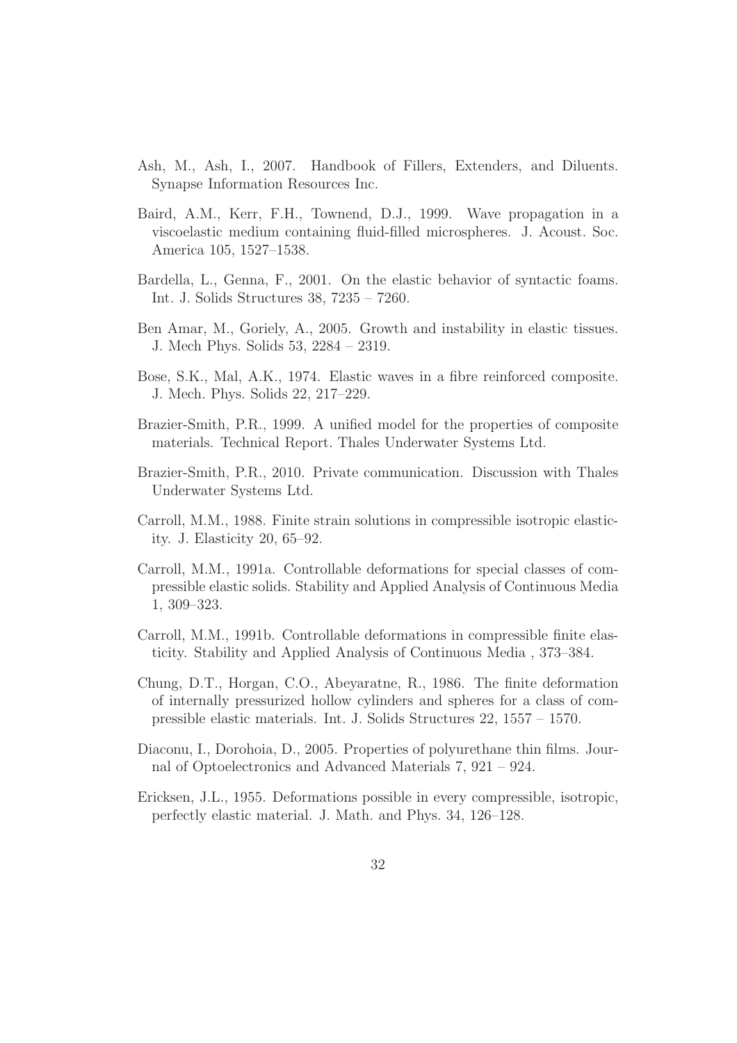Ash, M., Ash, I., 2007. Handbook of Fillers, Extenders, and Diluents. Synapse Information Resources Inc.

Baird, A.M., Kerr, F.H., Townend, D.J., 1999. Wave propagation in a viscoelastic medium containing fluid-filled microspheres. J. Acoust. Soc. America 105, 1527–1538.

Bardella, L., Genna, F., 2001. On the elastic behavior of syntactic foams. Int. J. Solids Structures 38, 7235 – 7260.

Ben Amar, M., Goriely, A., 2005. Growth and instability in elastic tissues. J. Mech Phys. Solids 53, 2284 – 2319.

Bose, S.K., Mal, A.K., 1974. Elastic waves in a fibre reinforced composite. J. Mech. Phys. Solids 22, 217–229.

Brazier-Smith, P.R., 1999. A unified model for the properties of composite materials. Technical Report. Thales Underwater Systems Ltd.

Brazier-Smith, P.R., 2010. Private communication. Discussion with Thales Underwater Systems Ltd.

Carroll, M.M., 1988. Finite strain solutions in compressible isotropic elasticity. J. Elasticity 20, 65–92.

Carroll, M.M., 1991a. Controllable deformations for special classes of compressible elastic solids. Stability and Applied Analysis of Continuous Media 1, 309–323.

Carroll, M.M., 1991b. Controllable deformations in compressible finite elasticity. Stability and Applied Analysis of Continuous Media , 373–384.

Chung, D.T., Horgan, C.O., Abeyaratne, R., 1986. The finite deformation of internally pressurized hollow cylinders and spheres for a class of compressible elastic materials. Int. J. Solids Structures 22, 1557 – 1570.

Diaconu, I., Dorohoia, D., 2005. Properties of polyurethane thin films. Journal of Optoelectronics and Advanced Materials 7, 921 – 924.

Ericksen, J.L., 1955. Deformations possible in every compressible, isotropic, perfectly elastic material. J. Math. and Phys. 34, 126–128.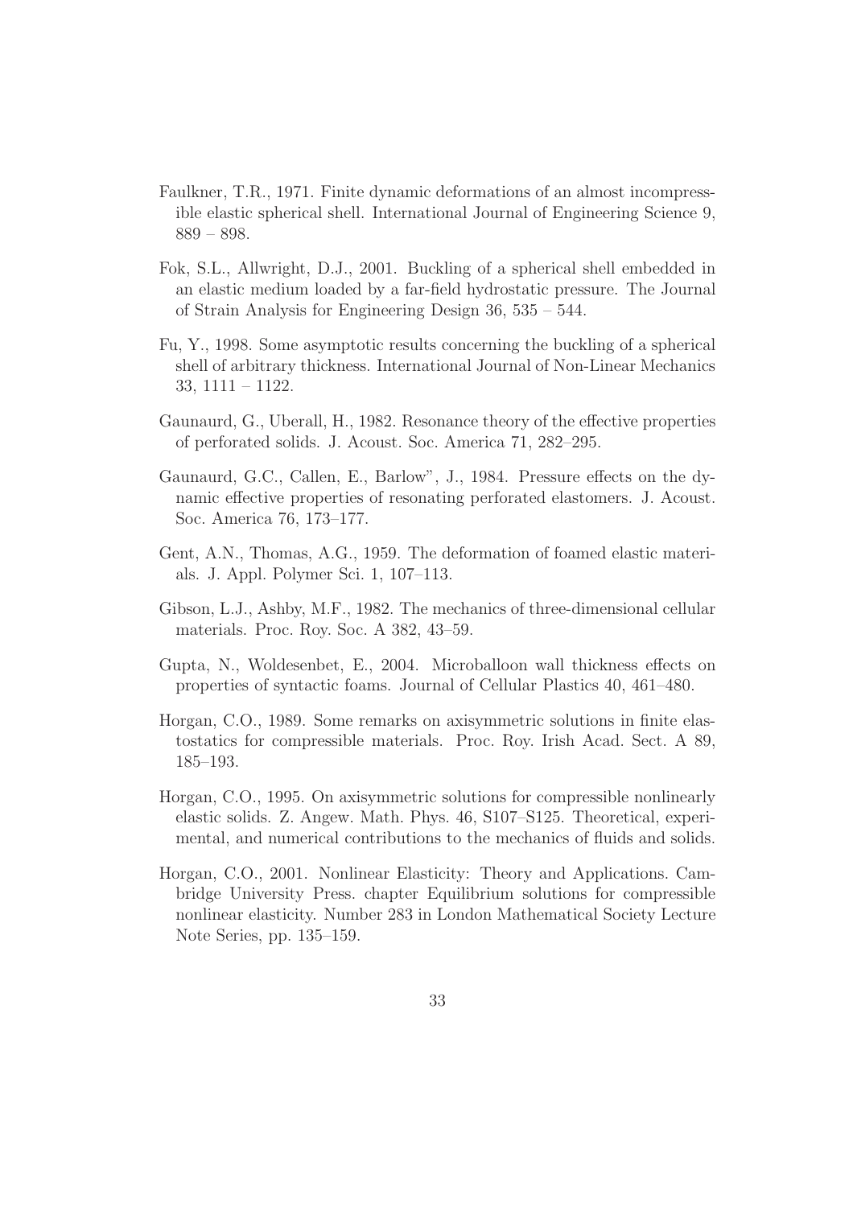Faulkner, T.R., 1971. Finite dynamic deformations of an almost incompressible elastic spherical shell. International Journal of Engineering Science 9, 889 – 898.

Fok, S.L., Allwright, D.J., 2001. Buckling of a spherical shell embedded in an elastic medium loaded by a far-field hydrostatic pressure. The Journal of Strain Analysis for Engineering Design 36, 535 – 544.

Fu, Y., 1998. Some asymptotic results concerning the buckling of a spherical shell of arbitrary thickness. International Journal of Non-Linear Mechanics 33, 1111 – 1122.

Gaunaurd, G., Uberall, H., 1982. Resonance theory of the effective properties of perforated solids. J. Acoust. Soc. America 71, 282–295.

Gaunaurd, G.C., Callen, E., Barlow", J., 1984. Pressure effects on the dynamic effective properties of resonating perforated elastomers. J. Acoust. Soc. America 76, 173–177.

Gent, A.N., Thomas, A.G., 1959. The deformation of foamed elastic materials. J. Appl. Polymer Sci. 1, 107–113.

Gibson, L.J., Ashby, M.F., 1982. The mechanics of three-dimensional cellular materials. Proc. Roy. Soc. A 382, 43–59.

Gupta, N., Woldesenbet, E., 2004. Microballoon wall thickness effects on properties of syntactic foams. Journal of Cellular Plastics 40, 461–480.

Horgan, C.O., 1989. Some remarks on axisymmetric solutions in finite elastostatics for compressible materials. Proc. Roy. Irish Acad. Sect. A 89, 185–193.

Horgan, C.O., 1995. On axisymmetric solutions for compressible nonlinearly elastic solids. Z. Angew. Math. Phys. 46, S107–S125. Theoretical, experimental, and numerical contributions to the mechanics of fluids and solids.

Horgan, C.O., 2001. Nonlinear Elasticity: Theory and Applications. Cambridge University Press. chapter Equilibrium solutions for compressible nonlinear elasticity. Number 283 in London Mathematical Society Lecture Note Series, pp. 135–159.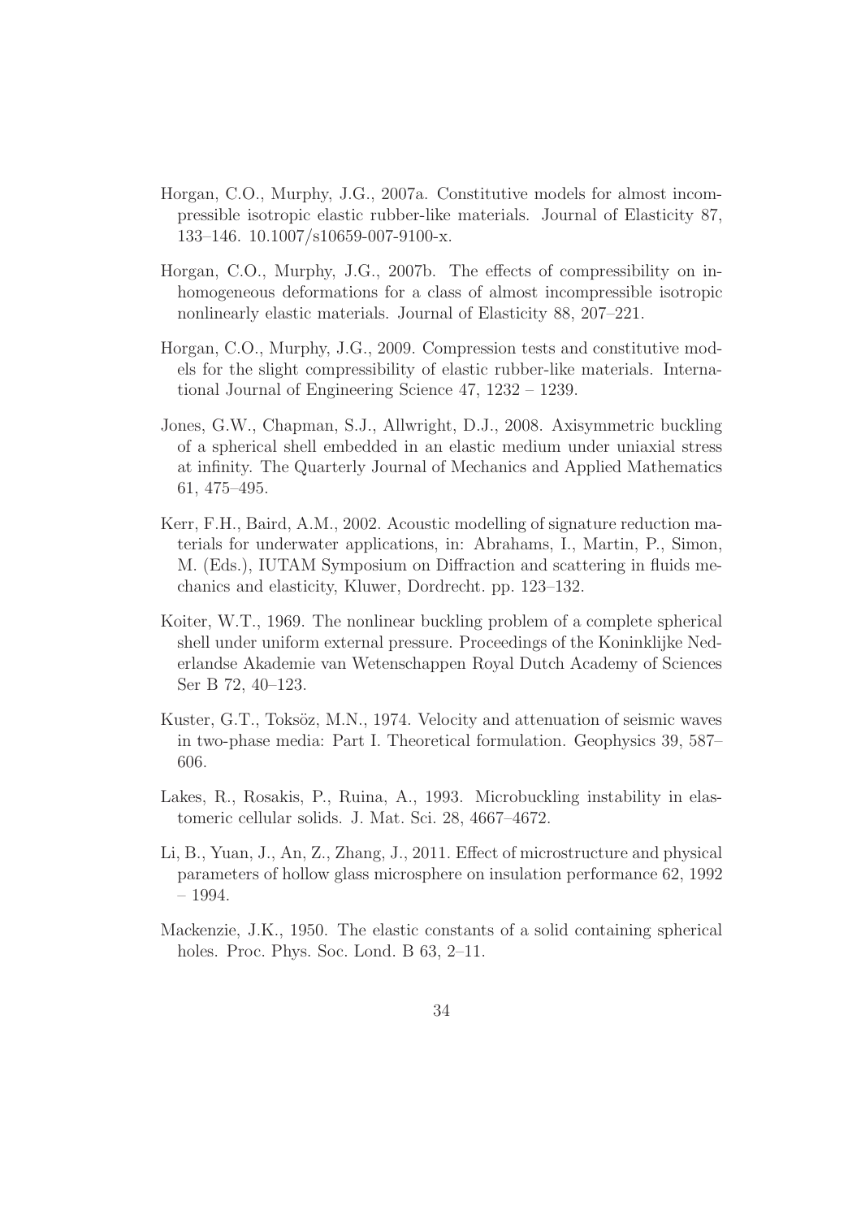Horgan, C.O., Murphy, J.G., 2007a. Constitutive models for almost incompressible isotropic elastic rubber-like materials. Journal of Elasticity 87, 133–146. 10.1007/s10659-007-9100-x.

Horgan, C.O., Murphy, J.G., 2007b. The effects of compressibility on inhomogeneous deformations for a class of almost incompressible isotropic nonlinearly elastic materials. Journal of Elasticity 88, 207–221.

Horgan, C.O., Murphy, J.G., 2009. Compression tests and constitutive models for the slight compressibility of elastic rubber-like materials. International Journal of Engineering Science 47, 1232 – 1239.

Jones, G.W., Chapman, S.J., Allwright, D.J., 2008. Axisymmetric buckling of a spherical shell embedded in an elastic medium under uniaxial stress at infinity. The Quarterly Journal of Mechanics and Applied Mathematics 61, 475–495.

Kerr, F.H., Baird, A.M., 2002. Acoustic modelling of signature reduction materials for underwater applications, in: Abrahams, I., Martin, P., Simon, M. (Eds.), IUTAM Symposium on Diffraction and scattering in fluids mechanics and elasticity, Kluwer, Dordrecht. pp. 123–132.

Koiter, W.T., 1969. The nonlinear buckling problem of a complete spherical shell under uniform external pressure. Proceedings of the Koninklijke Nederlandse Akademie van Wetenschappen Royal Dutch Academy of Sciences Ser B 72, 40–123.

Kuster, G.T., Toksöz, M.N., 1974. Velocity and attenuation of seismic waves in two-phase media: Part I. Theoretical formulation. Geophysics 39, 587–606.

Lakes, R., Rosakis, P., Ruina, A., 1993. Microbuckling instability in elastomeric cellular solids. J. Mat. Sci. 28, 4667–4672.

Li, B., Yuan, J., An, Z., Zhang, J., 2011. Effect of microstructure and physical parameters of hollow glass microsphere on insulation performance 62, 1992 – 1994.

Mackenzie, J.K., 1950. The elastic constants of a solid containing spherical holes. Proc. Phys. Soc. Lond. B 63, 2–11.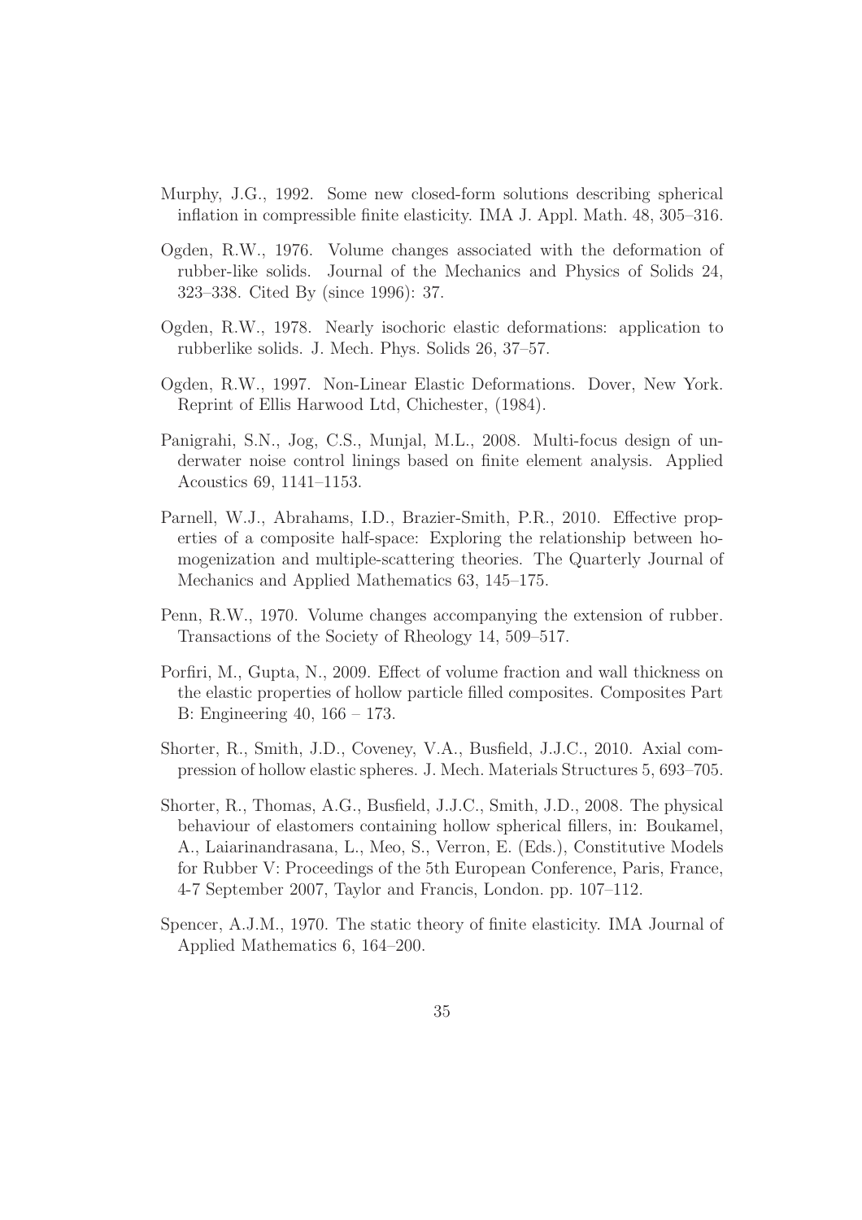Murphy, J.G., 1992. Some new closed-form solutions describing spherical inflation in compressible finite elasticity. IMA J. Appl. Math. 48, 305–316.

Ogden, R.W., 1976. Volume changes associated with the deformation of rubber-like solids. Journal of the Mechanics and Physics of Solids 24, 323–338. Cited By (since 1996): 37.

Ogden, R.W., 1978. Nearly isochoric elastic deformations: application to rubberlike solids. J. Mech. Phys. Solids 26, 37–57.

Ogden, R.W., 1997. Non-Linear Elastic Deformations. Dover, New York. Reprint of Ellis Harwood Ltd, Chichester, (1984).

Panigrahi, S.N., Jog, C.S., Munjal, M.L., 2008. Multi-focus design of underwater noise control linings based on finite element analysis. Applied Acoustics 69, 1141–1153.

Parnell, W.J., Abrahams, I.D., Brazier-Smith, P.R., 2010. Effective properties of a composite half-space: Exploring the relationship between homogenization and multiple-scattering theories. The Quarterly Journal of Mechanics and Applied Mathematics 63, 145–175.

Penn, R.W., 1970. Volume changes accompanying the extension of rubber. Transactions of the Society of Rheology 14, 509–517.

Porfiri, M., Gupta, N., 2009. Effect of volume fraction and wall thickness on the elastic properties of hollow particle filled composites. Composites Part B: Engineering 40, 166 – 173.

Shorter, R., Smith, J.D., Coveney, V.A., Busfield, J.J.C., 2010. Axial compression of hollow elastic spheres. J. Mech. Materials Structures 5, 693–705.

Shorter, R., Thomas, A.G., Busfield, J.J.C., Smith, J.D., 2008. The physical behaviour of elastomers containing hollow spherical fillers, in: Boukamel, A., Laiarinandrasana, L., Meo, S., Verron, E. (Eds.), Constitutive Models for Rubber V: Proceedings of the 5th European Conference, Paris, France, 4-7 September 2007, Taylor and Francis, London. pp. 107–112.

Spencer, A.J.M., 1970. The static theory of finite elasticity. IMA Journal of Applied Mathematics 6, 164–200.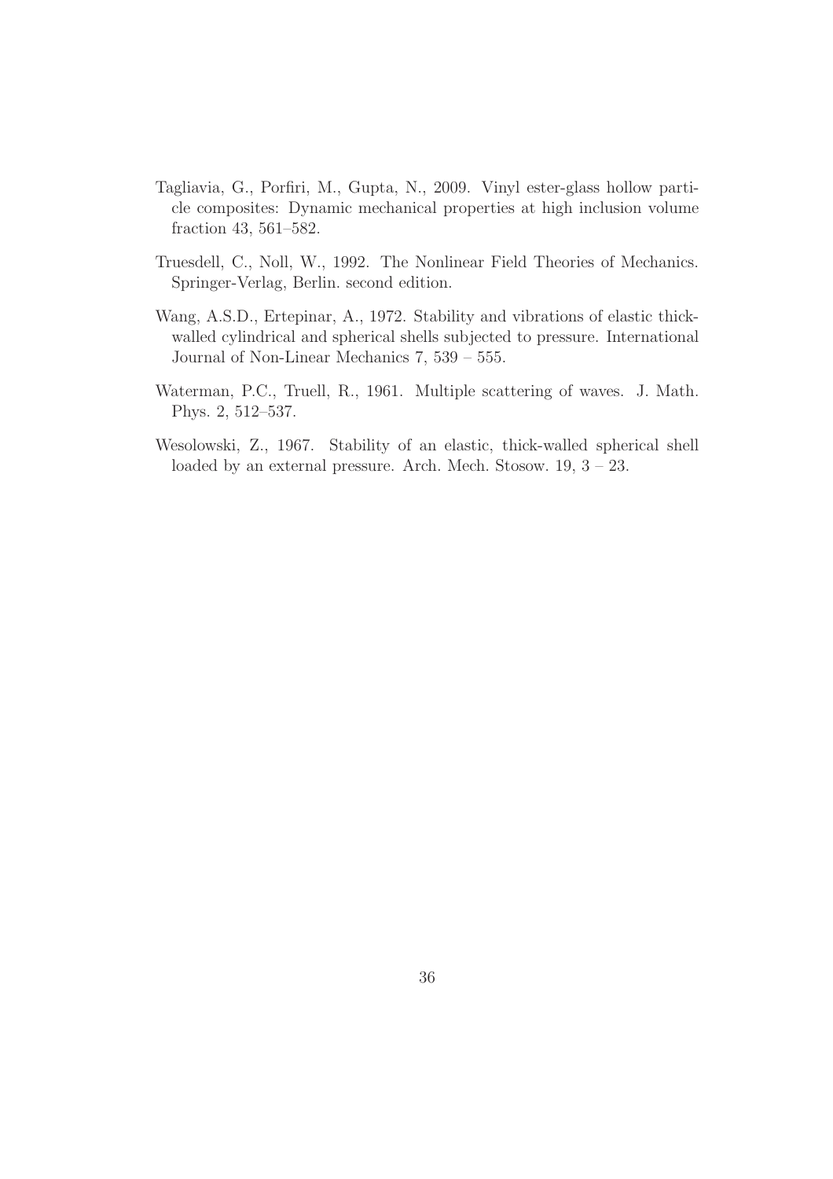Tagliavia, G., Porfiri, M., Gupta, N., 2009. Vinyl ester-glass hollow particle composites: Dynamic mechanical properties at high inclusion volume fraction 43, 561–582.

Truesdell, C., Noll, W., 1992. The Nonlinear Field Theories of Mechanics. Springer-Verlag, Berlin. second edition.

Wang, A.S.D., Ertepinar, A., 1972. Stability and vibrations of elastic thick-walled cylindrical and spherical shells subjected to pressure. International Journal of Non-Linear Mechanics 7, 539 – 555.

Waterman, P.C., Truell, R., 1961. Multiple scattering of waves. J. Math. Phys. 2, 512–537.

Wesolowski, Z., 1967. Stability of an elastic, thick-walled spherical shell loaded by an external pressure. Arch. Mech. Stosow. 19, 3 – 23.